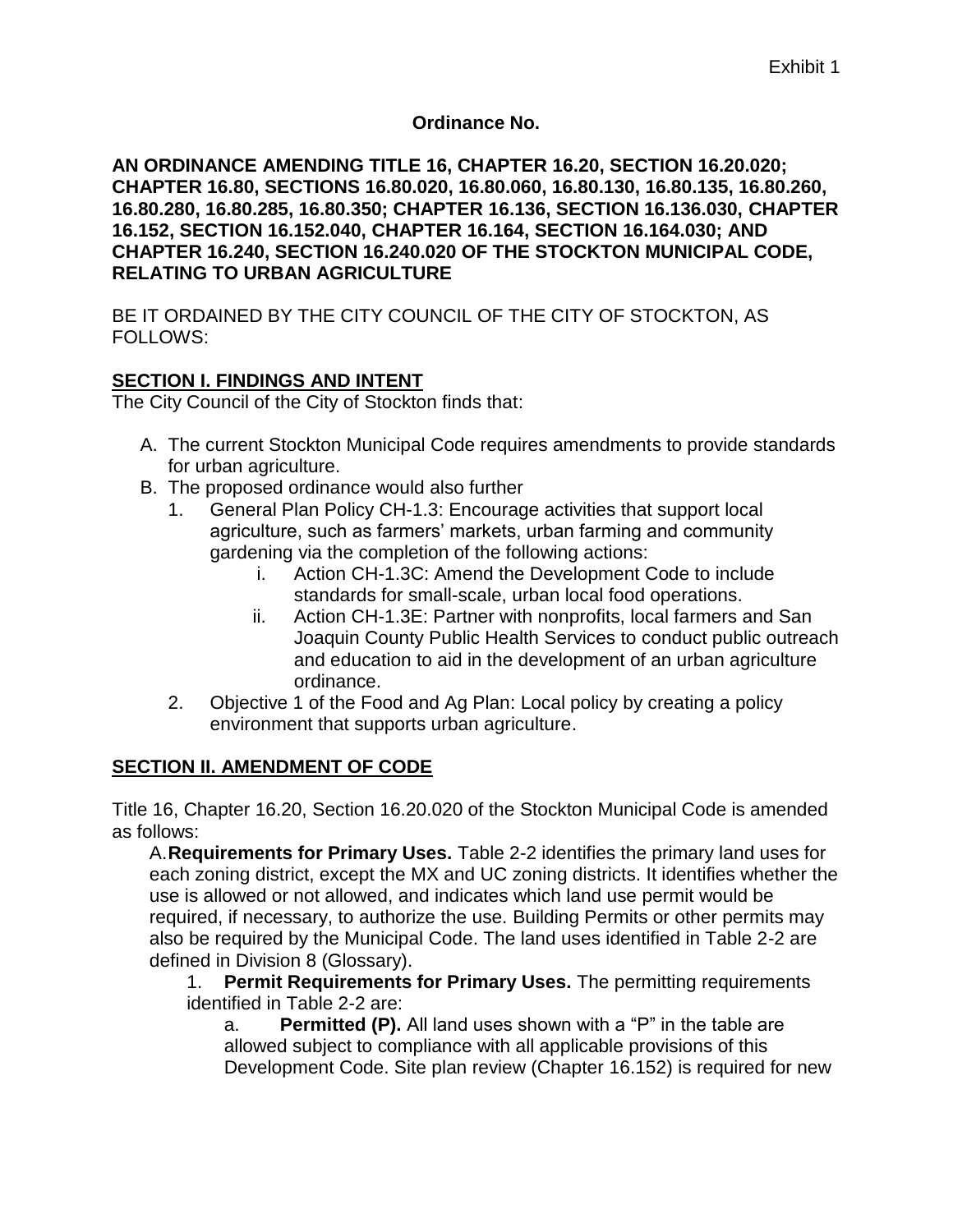Exhibit 1

**Ordinance No.**

**AN ORDINANCE AMENDING TITLE 16, CHAPTER 16.20, SECTION 16.20.020; CHAPTER 16.80, SECTIONS 16.80.020, 16.80.060, 16.80.130, 16.80.135, 16.80.260, 16.80.280, 16.80.285, 16.80.350; CHAPTER 16.136, SECTION 16.136.030, CHAPTER 16.152, SECTION 16.152.040, CHAPTER 16.164, SECTION 16.164.030; AND CHAPTER 16.240, SECTION 16.240.020 OF THE STOCKTON MUNICIPAL CODE, RELATING TO URBAN AGRICULTURE**

BE IT ORDAINED BY THE CITY COUNCIL OF THE CITY OF STOCKTON, AS FOLLOWS:

**SECTION I. FINDINGS AND INTENT**

The City Council of the City of Stockton finds that:

A. The current Stockton Municipal Code requires amendments to provide standards for urban agriculture.
B. The proposed ordinance would also further
   1. General Plan Policy CH-1.3: Encourage activities that support local agriculture, such as farmers' markets, urban farming and community gardening via the completion of the following actions:
      i. Action CH-1.3C: Amend the Development Code to include standards for small-scale, urban local food operations.
      ii. Action CH-1.3E: Partner with nonprofits, local farmers and San Joaquin County Public Health Services to conduct public outreach and education to aid in the development of an urban agriculture ordinance.
   2. Objective 1 of the Food and Ag Plan: Local policy by creating a policy environment that supports urban agriculture.

**SECTION II. AMENDMENT OF CODE**

Title 16, Chapter 16.20, Section 16.20.020 of the Stockton Municipal Code is amended as follows:

A. **Requirements for Primary Uses.** Table 2-2 identifies the primary land uses for each zoning district, except the MX and UC zoning districts. It identifies whether the use is allowed or not allowed, and indicates which land use permit would be required, if necessary, to authorize the use. Building Permits or other permits may also be required by the Municipal Code. The land uses identified in Table 2-2 are defined in Division 8 (Glossary).

1. **Permit Requirements for Primary Uses.** The permitting requirements identified in Table 2-2 are:

a. **Permitted (P).** All land uses shown with a "P" in the table are allowed subject to compliance with all applicable provisions of this Development Code. Site plan review (Chapter 16.152) is required for new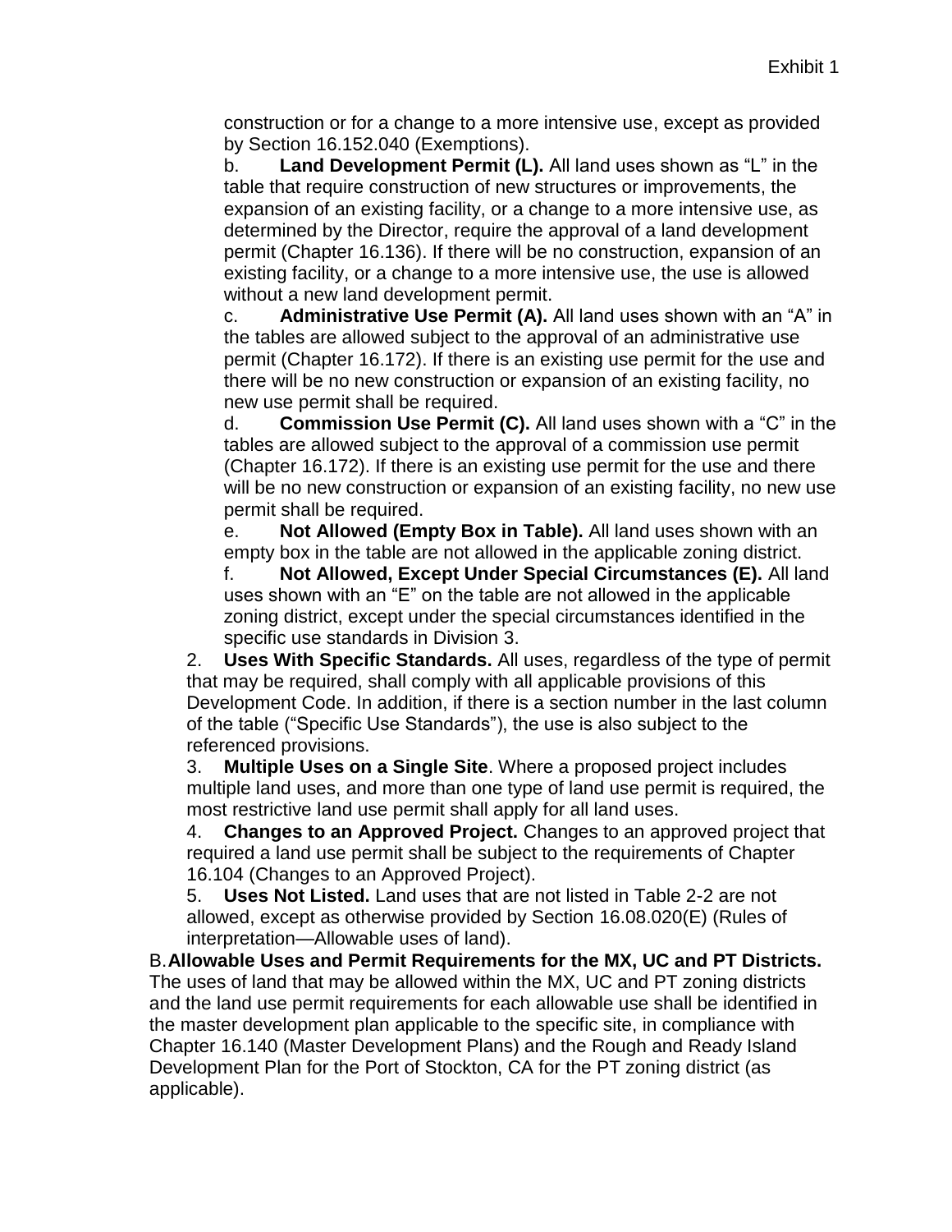construction or for a change to a more intensive use, except as provided by Section 16.152.040 (Exemptions).

b. **Land Development Permit (L).** All land uses shown as "L" in the table that require construction of new structures or improvements, the expansion of an existing facility, or a change to a more intensive use, as determined by the Director, require the approval of a land development permit (Chapter 16.136). If there will be no construction, expansion of an existing facility, or a change to a more intensive use, the use is allowed without a new land development permit.

c. **Administrative Use Permit (A).** All land uses shown with an "A" in the tables are allowed subject to the approval of an administrative use permit (Chapter 16.172). If there is an existing use permit for the use and there will be no new construction or expansion of an existing facility, no new use permit shall be required.

d. **Commission Use Permit (C).** All land uses shown with a "C" in the tables are allowed subject to the approval of a commission use permit (Chapter 16.172). If there is an existing use permit for the use and there will be no new construction or expansion of an existing facility, no new use permit shall be required.

e. **Not Allowed (Empty Box in Table).** All land uses shown with an empty box in the table are not allowed in the applicable zoning district.

f. **Not Allowed, Except Under Special Circumstances (E).** All land uses shown with an "E" on the table are not allowed in the applicable zoning district, except under the special circumstances identified in the specific use standards in Division 3.

2. **Uses With Specific Standards.** All uses, regardless of the type of permit that may be required, shall comply with all applicable provisions of this Development Code. In addition, if there is a section number in the last column of the table ("Specific Use Standards"), the use is also subject to the referenced provisions.

3. **Multiple Uses on a Single Site**. Where a proposed project includes multiple land uses, and more than one type of land use permit is required, the most restrictive land use permit shall apply for all land uses.

4. **Changes to an Approved Project.** Changes to an approved project that required a land use permit shall be subject to the requirements of Chapter 16.104 (Changes to an Approved Project).

5. **Uses Not Listed.** Land uses that are not listed in Table 2-2 are not allowed, except as otherwise provided by Section 16.08.020(E) (Rules of interpretation—Allowable uses of land).

B. **Allowable Uses and Permit Requirements for the MX, UC and PT Districts.** The uses of land that may be allowed within the MX, UC and PT zoning districts and the land use permit requirements for each allowable use shall be identified in the master development plan applicable to the specific site, in compliance with Chapter 16.140 (Master Development Plans) and the Rough and Ready Island Development Plan for the Port of Stockton, CA for the PT zoning district (as applicable).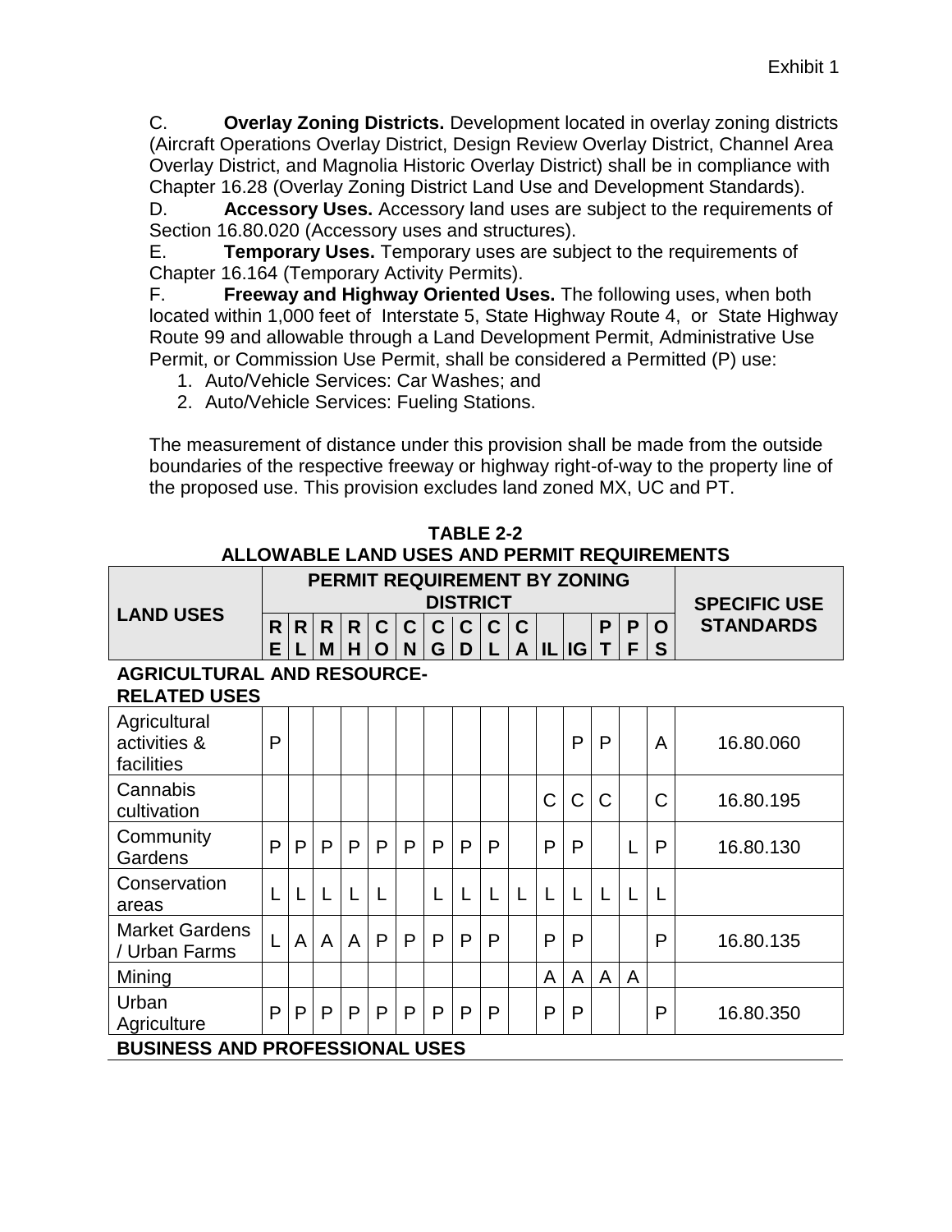C. **Overlay Zoning Districts.** Development located in overlay zoning districts (Aircraft Operations Overlay District, Design Review Overlay District, Channel Area Overlay District, and Magnolia Historic Overlay District) shall be in compliance with Chapter 16.28 (Overlay Zoning District Land Use and Development Standards).

D. **Accessory Uses.** Accessory land uses are subject to the requirements of Section 16.80.020 (Accessory uses and structures).

E. **Temporary Uses.** Temporary uses are subject to the requirements of Chapter 16.164 (Temporary Activity Permits).

F. **Freeway and Highway Oriented Uses.** The following uses, when both located within 1,000 feet of Interstate 5, State Highway Route 4, or State Highway Route 99 and allowable through a Land Development Permit, Administrative Use Permit, or Commission Use Permit, shall be considered a Permitted (P) use:

1. Auto/Vehicle Services: Car Washes; and
2. Auto/Vehicle Services: Fueling Stations.

The measurement of distance under this provision shall be made from the outside boundaries of the respective freeway or highway right-of-way to the property line of the proposed use. This provision excludes land zoned MX, UC and PT.

**TABLE 2-2**
**ALLOWABLE LAND USES AND PERMIT REQUIREMENTS**

| LAND USES | PERMIT REQUIREMENT BY ZONING DISTRICT | | | | | | | | | | | | | | | SPECIFIC USE STANDARDS |
|---|---|---|---|---|---|---|---|---|---|---|---|---|---|---|---|---|
| | RE | RL | RM | RH | CO | CN | CG | CD | CL | CA | IL | IG | PT | PF | OS | |
| **AGRICULTURAL AND RESOURCE-RELATED USES** | | | | | | | | | | | | | | | | |
| Agricultural activities & facilities | P | | | | | | | | | | | P | P | | A | 16.80.060 |
| Cannabis cultivation | | | | | | | | | | | C | C | C | | C | 16.80.195 |
| Community Gardens | P | P | P | P | P | P | P | P | P | | P | P | | L | P | 16.80.130 |
| Conservation areas | L | L | L | L | L | | L | L | L | L | L | L | L | L | L | |
| Market Gardens / Urban Farms | L | A | A | A | P | P | P | P | P | | P | P | | | P | 16.80.135 |
| Mining | | | | | | | | | | | A | A | A | A | | |
| Urban Agriculture | P | P | P | P | P | P | P | P | P | | P | P | | | P | 16.80.350 |
| **BUSINESS AND PROFESSIONAL USES** | | | | | | | | | | | | | | | | |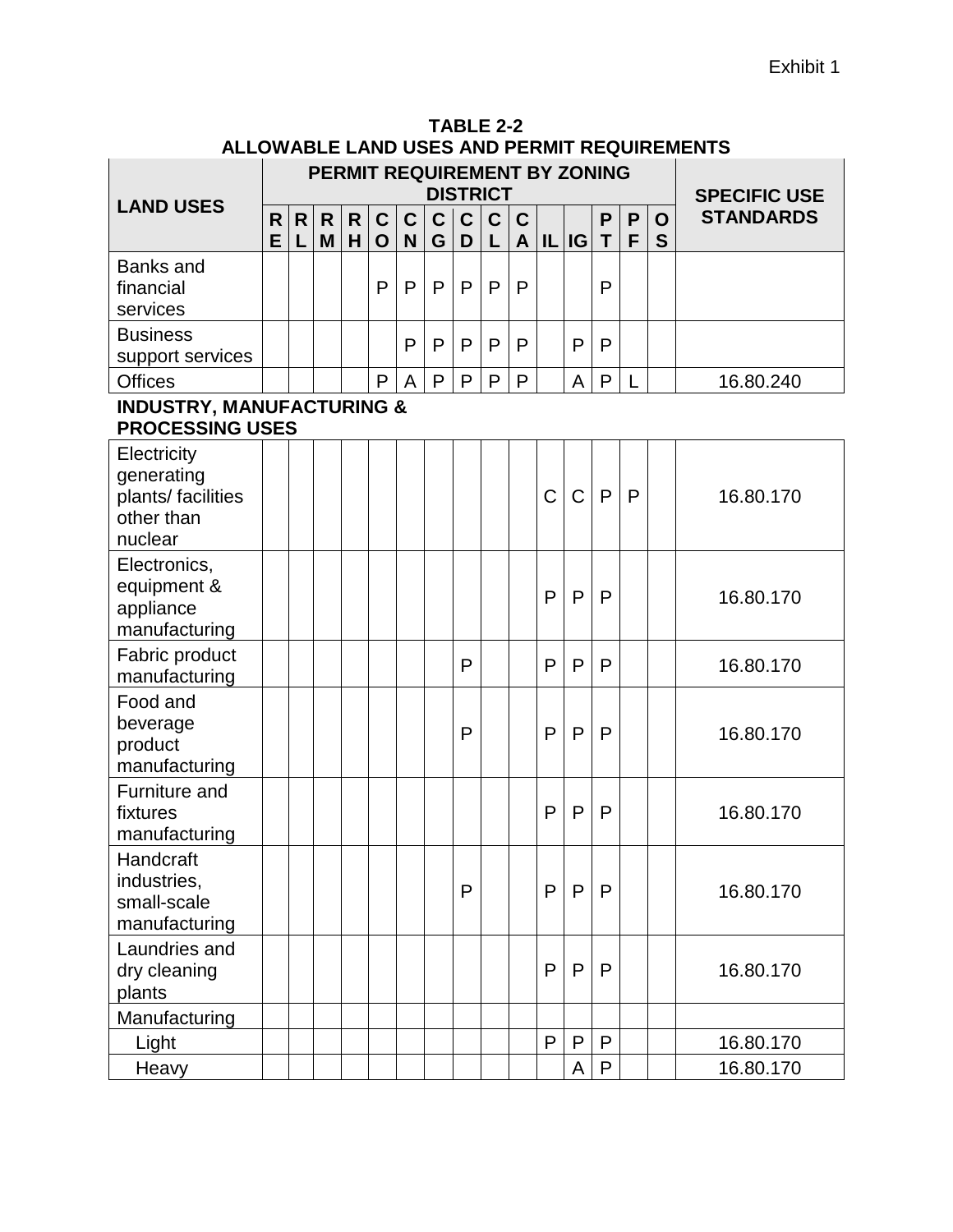Exhibit 1

**TABLE 2-2**
**ALLOWABLE LAND USES AND PERMIT REQUIREMENTS**

| LAND USES | PERMIT REQUIREMENT BY ZONING DISTRICT | | | | | | | | | | | | | | | SPECIFIC USE STANDARDS |
|---|---|---|---|---|---|---|---|---|---|---|---|---|---|---|---|---|
| | RE | RL | RM | RH | CO | CN | CG | CD | CL | CA | IL | IG | PT | PF | OS | |
| Banks and financial services | | | | | P | P | P | P | P | P | | | P | | | |
| Business support services | | | | | | P | P | P | P | P | | P | P | | | |
| Offices | | | | | P | A | P | P | P | P | | A | P | L | | 16.80.240 |
| **INDUSTRY, MANUFACTURING & PROCESSING USES** | | | | | | | | | | | | | | | | |
| Electricity generating plants/ facilities other than nuclear | | | | | | | | | | | C | C | P | P | | 16.80.170 |
| Electronics, equipment & appliance manufacturing | | | | | | | | | | | P | P | P | | | 16.80.170 |
| Fabric product manufacturing | | | | | | | | P | | | P | P | P | | | 16.80.170 |
| Food and beverage product manufacturing | | | | | | | | P | | | P | P | P | | | 16.80.170 |
| Furniture and fixtures manufacturing | | | | | | | | | | | P | P | P | | | 16.80.170 |
| Handcraft industries, small-scale manufacturing | | | | | | | | P | | | P | P | P | | | 16.80.170 |
| Laundries and dry cleaning plants | | | | | | | | | | | P | P | P | | | 16.80.170 |
| Manufacturing | | | | | | | | | | | | | | | | |
| Light | | | | | | | | | | | P | P | P | | | 16.80.170 |
| Heavy | | | | | | | | | | | | A | P | | | 16.80.170 |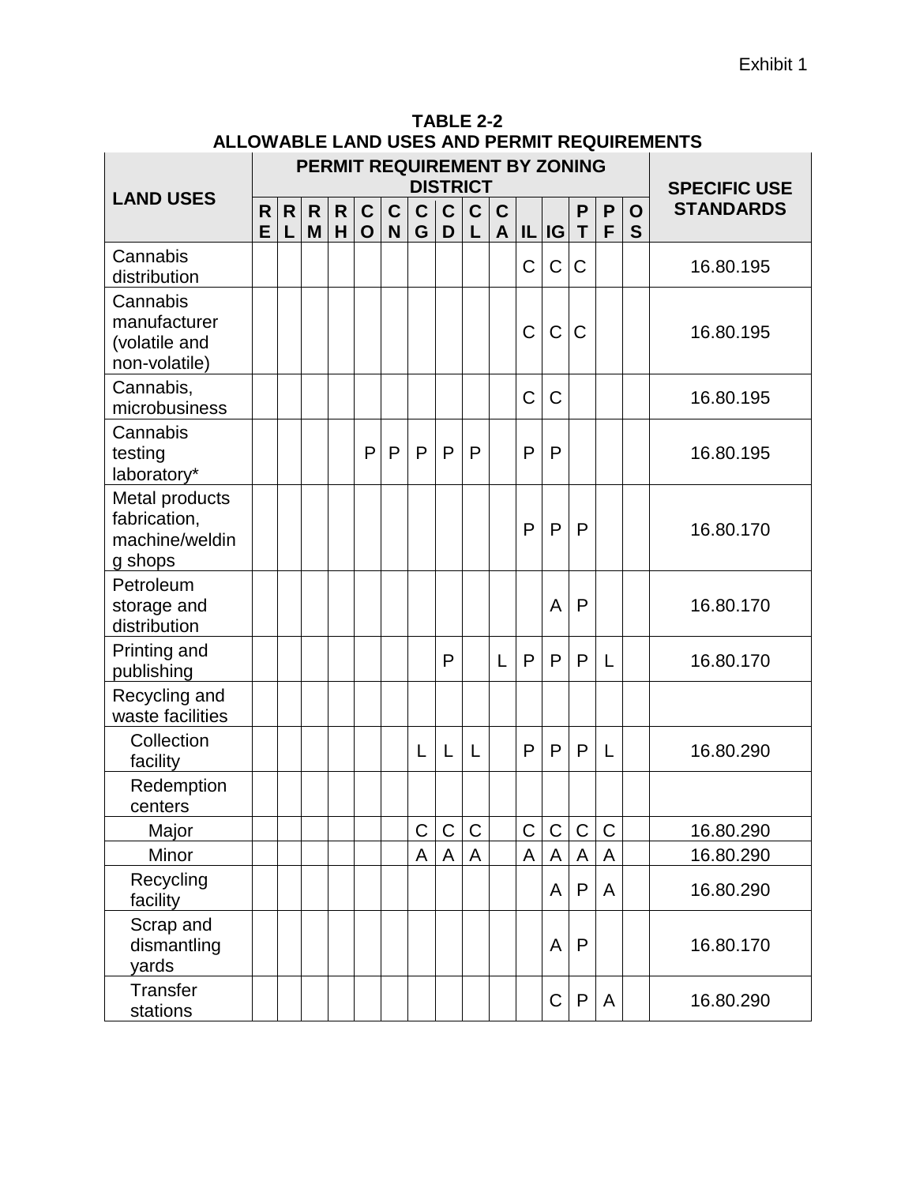Exhibit 1

**TABLE 2-2**
**ALLOWABLE LAND USES AND PERMIT REQUIREMENTS**

| LAND USES | PERMIT REQUIREMENT BY ZONING DISTRICT | | | | | | | | | | | | | | | SPECIFIC USE STANDARDS |
|---|---|---|---|---|---|---|---|---|---|---|---|---|---|---|---|---|
| | RE | RL | RM | RH | CO | CN | CG | CD | CL | CA | IL | IG | PT | PF | OS | |
| Cannabis distribution | | | | | | | | | | | C | C | C | | | 16.80.195 |
| Cannabis manufacturer (volatile and non-volatile) | | | | | | | | | | | C | C | C | | | 16.80.195 |
| Cannabis, microbusiness | | | | | | | | | | | C | C | | | | 16.80.195 |
| Cannabis testing laboratory* | | | | | P | P | P | P | P | | P | P | | | | 16.80.195 |
| Metal products fabrication, machine/welding shops | | | | | | | | | | | P | P | P | | | 16.80.170 |
| Petroleum storage and distribution | | | | | | | | | | | | A | P | | | 16.80.170 |
| Printing and publishing | | | | | | | | P | | L | P | P | P | L | | 16.80.170 |
| Recycling and waste facilities | | | | | | | | | | | | | | | | |
| Collection facility | | | | | | | L | L | L | | P | P | P | L | | 16.80.290 |
| Redemption centers | | | | | | | | | | | | | | | | |
| Major | | | | | | | C | C | C | | C | C | C | C | | 16.80.290 |
| Minor | | | | | | | A | A | A | | A | A | A | A | | 16.80.290 |
| Recycling facility | | | | | | | | | | | | A | P | A | | 16.80.290 |
| Scrap and dismantling yards | | | | | | | | | | | | A | P | | | 16.80.170 |
| Transfer stations | | | | | | | | | | | | C | P | A | | 16.80.290 |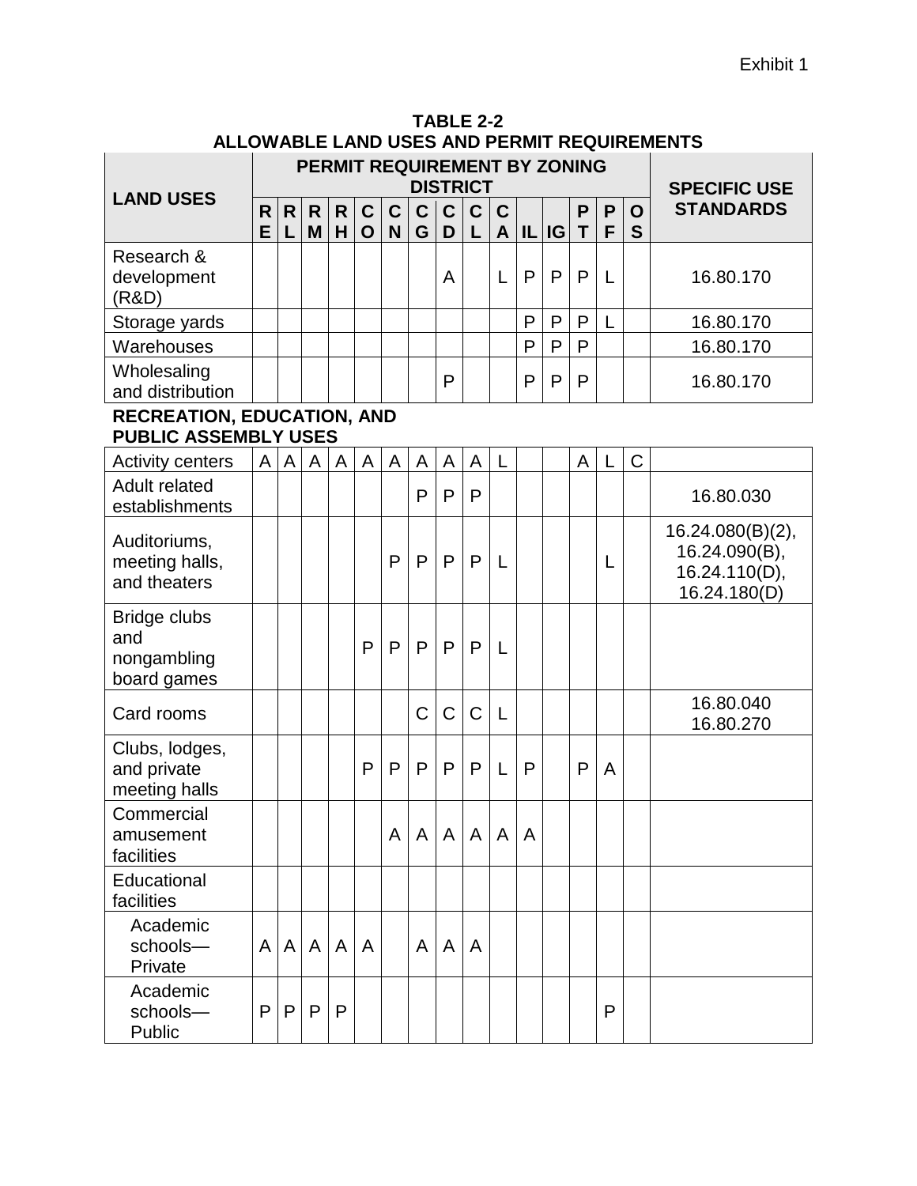Exhibit 1

**TABLE 2-2**
**ALLOWABLE LAND USES AND PERMIT REQUIREMENTS**

| LAND USES | PERMIT REQUIREMENT BY ZONING DISTRICT | | | | | | | | | | | | | | | SPECIFIC USE STANDARDS |
|---|---|---|---|---|---|---|---|---|---|---|---|---|---|---|---|---|
| | RE | RL | RM | RH | CO | CN | CG | CD | CL | CA | IL | IG | PT | PF | OS | |
| Research & development (R&D) | | | | | | | | A | | L | P | P | P | L | | 16.80.170 |
| Storage yards | | | | | | | | | | | P | P | P | L | | 16.80.170 |
| Warehouses | | | | | | | | | | | P | P | P | | | 16.80.170 |
| Wholesaling and distribution | | | | | | | | P | | | P | P | P | | | 16.80.170 |
| **RECREATION, EDUCATION, AND PUBLIC ASSEMBLY USES** | | | | | | | | | | | | | | | | |
| Activity centers | A | A | A | A | A | A | A | A | A | L | | | A | L | C | |
| Adult related establishments | | | | | | | P | P | P | | | | | | | 16.80.030 |
| Auditoriums, meeting halls, and theaters | | | | | | P | P | P | P | L | | | | L | | 16.24.080(B)(2), 16.24.090(B), 16.24.110(D), 16.24.180(D) |
| Bridge clubs and nongambling board games | | | | | P | P | P | P | P | L | | | | | | |
| Card rooms | | | | | | | C | C | C | L | | | | | | 16.80.040 16.80.270 |
| Clubs, lodges, and private meeting halls | | | | | P | P | P | P | P | L | P | | P | A | | |
| Commercial amusement facilities | | | | | | A | A | A | A | A | A | | | | | |
| Educational facilities | | | | | | | | | | | | | | | | |
| Academic schools—Private | A | A | A | A | A | | A | A | A | | | | | | | |
| Academic schools—Public | P | P | P | P | | | | | | | | | | P | | |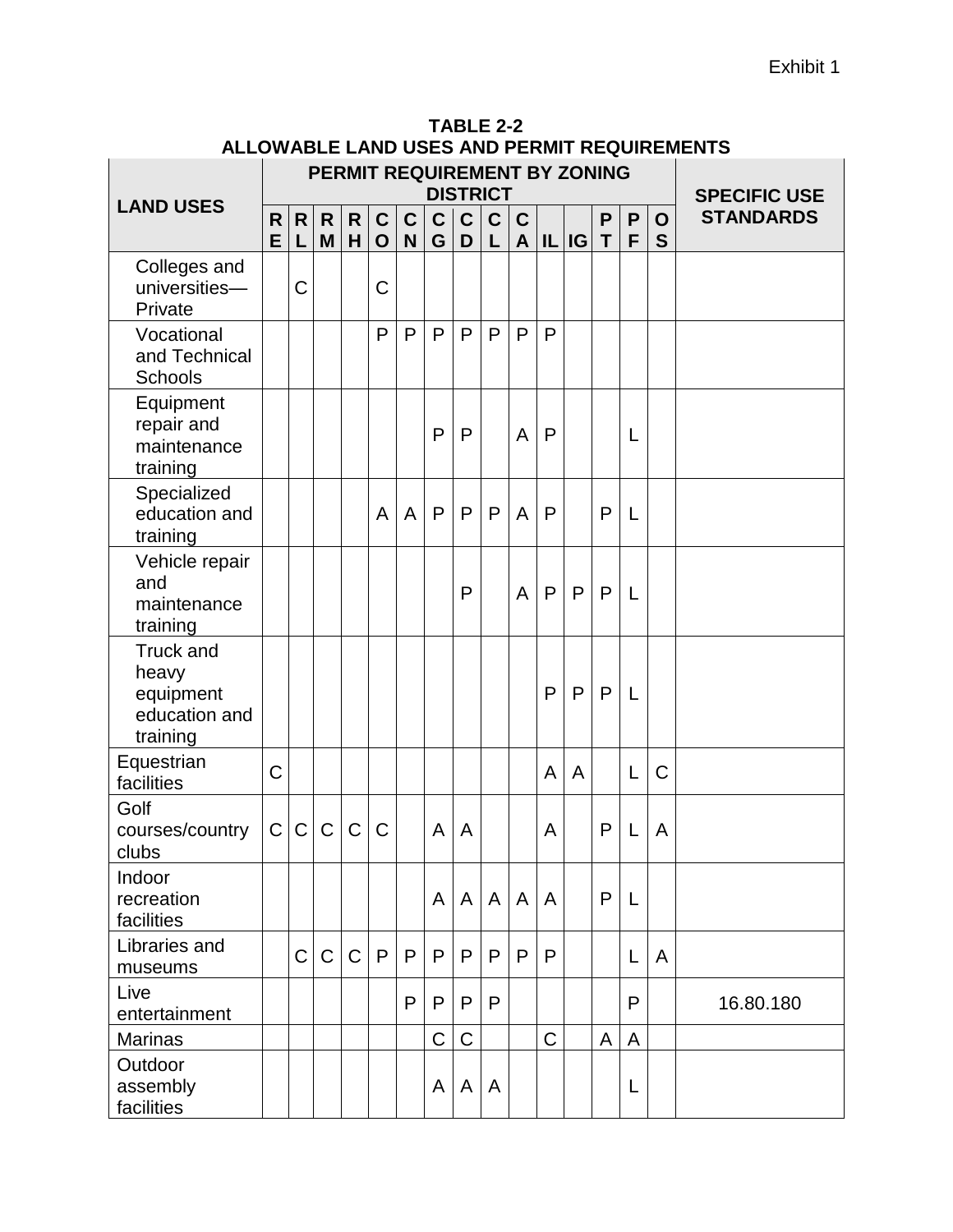Exhibit 1

**TABLE 2-2**
**ALLOWABLE LAND USES AND PERMIT REQUIREMENTS**

| LAND USES | PERMIT REQUIREMENT BY ZONING DISTRICT | | | | | | | | | | | | | | | SPECIFIC USE STANDARDS |
|---|---|---|---|---|---|---|---|---|---|---|---|---|---|---|---|---|
| | RE | RL | RM | RH | CO | CN | CG | CD | CL | CA | IL | IG | PT | PF | OS | |
| Colleges and universities—Private | | C | | | C | | | | | | | | | | | |
| Vocational and Technical Schools | | | | | P | P | P | P | P | P | P | | | | | |
| Equipment repair and maintenance training | | | | | | | P | P | | A | P | | | L | | |
| Specialized education and training | | | | | A | A | P | P | P | A | P | | P | L | | |
| Vehicle repair and maintenance training | | | | | | | | P | | A | P | P | P | L | | |
| Truck and heavy equipment education and training | | | | | | | | | | | P | P | P | L | | |
| Equestrian facilities | C | | | | | | | | | | A | A | | L | C | |
| Golf courses/country clubs | C | C | C | C | C | | A | A | | | A | | P | L | A | |
| Indoor recreation facilities | | | | | | | A | A | A | A | A | | P | L | | |
| Libraries and museums | | C | C | C | P | P | P | P | P | P | P | | | L | A | |
| Live entertainment | | | | | | P | P | P | P | | | | | P | | 16.80.180 |
| Marinas | | | | | | | C | C | | | C | | A | A | | |
| Outdoor assembly facilities | | | | | | | A | A | A | | | | | L | | |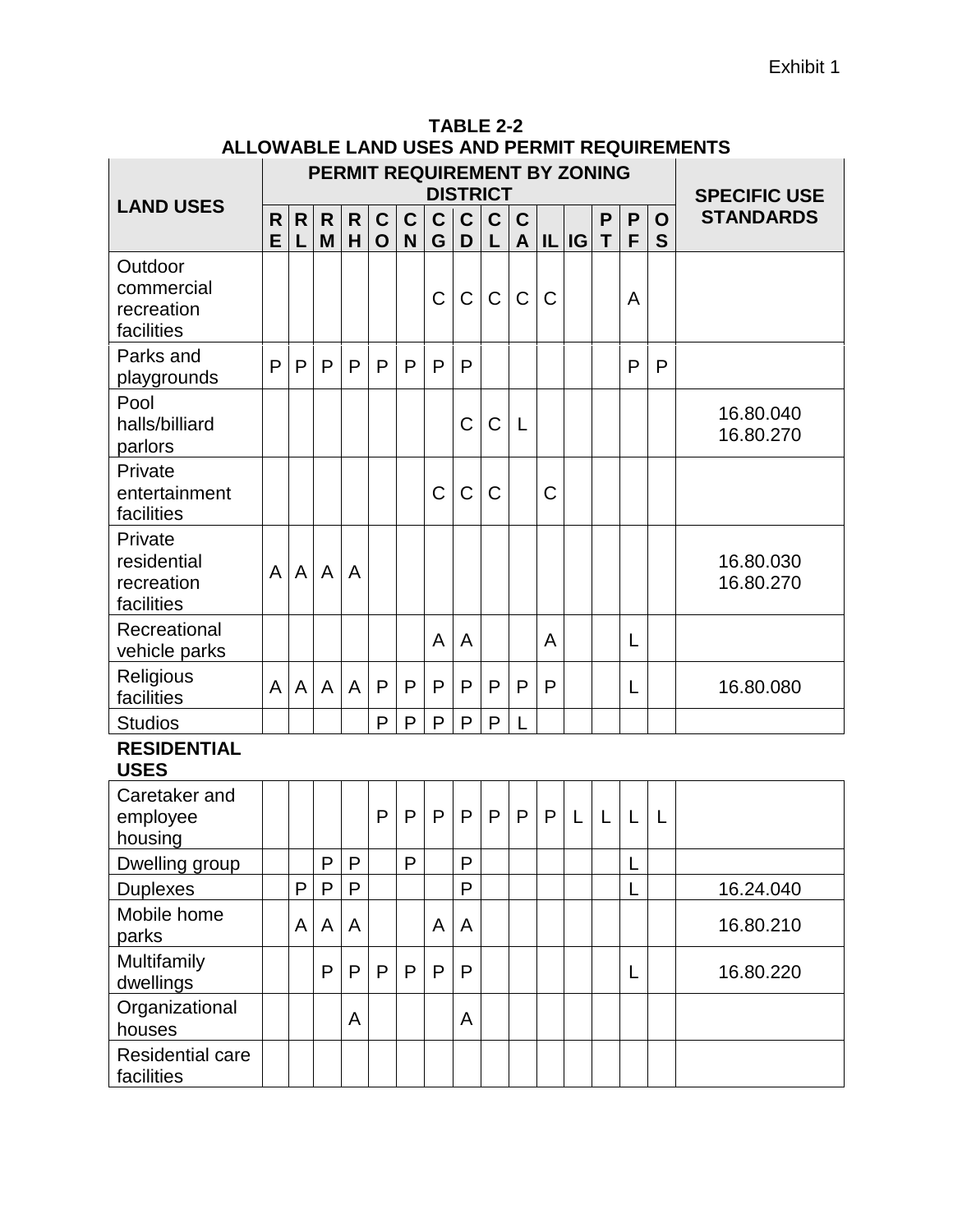Exhibit 1

**TABLE 2-2**
**ALLOWABLE LAND USES AND PERMIT REQUIREMENTS**

| LAND USES | PERMIT REQUIREMENT BY ZONING DISTRICT | | | | | | | | | | | | | | | SPECIFIC USE STANDARDS |
|---|---|---|---|---|---|---|---|---|---|---|---|---|---|---|---|---|
| | RE | RL | RM | RH | CO | CN | CG | CD | CL | CA | IL | IG | PT | PF | OS | |
| Outdoor commercial recreation facilities | | | | | | | C | C | C | C | C | | | A | | |
| Parks and playgrounds | P | P | P | P | P | P | P | P | | | | | | P | P | |
| Pool halls/billiard parlors | | | | | | | | C | C | L | | | | | | 16.80.040 16.80.270 |
| Private entertainment facilities | | | | | | | C | C | C | | C | | | | | |
| Private residential recreation facilities | A | A | A | A | | | | | | | | | | | | 16.80.030 16.80.270 |
| Recreational vehicle parks | | | | | | | A | A | | | A | | | L | | |
| Religious facilities | A | A | A | A | P | P | P | P | P | P | P | | | L | | 16.80.080 |
| Studios | | | | | P | P | P | P | P | L | | | | | | |
| **RESIDENTIAL USES** | | | | | | | | | | | | | | | | |
| Caretaker and employee housing | | | | | P | P | P | P | P | P | P | L | L | L | L | |
| Dwelling group | | | P | P | | P | | P | | | | | | L | | |
| Duplexes | | P | P | P | | | | P | | | | | | L | | 16.24.040 |
| Mobile home parks | | A | A | A | | | A | A | | | | | | | | 16.80.210 |
| Multifamily dwellings | | | P | P | P | P | P | P | | | | | | L | | 16.80.220 |
| Organizational houses | | | | A | | | | A | | | | | | | | |
| Residential care facilities | | | | | | | | | | | | | | | | |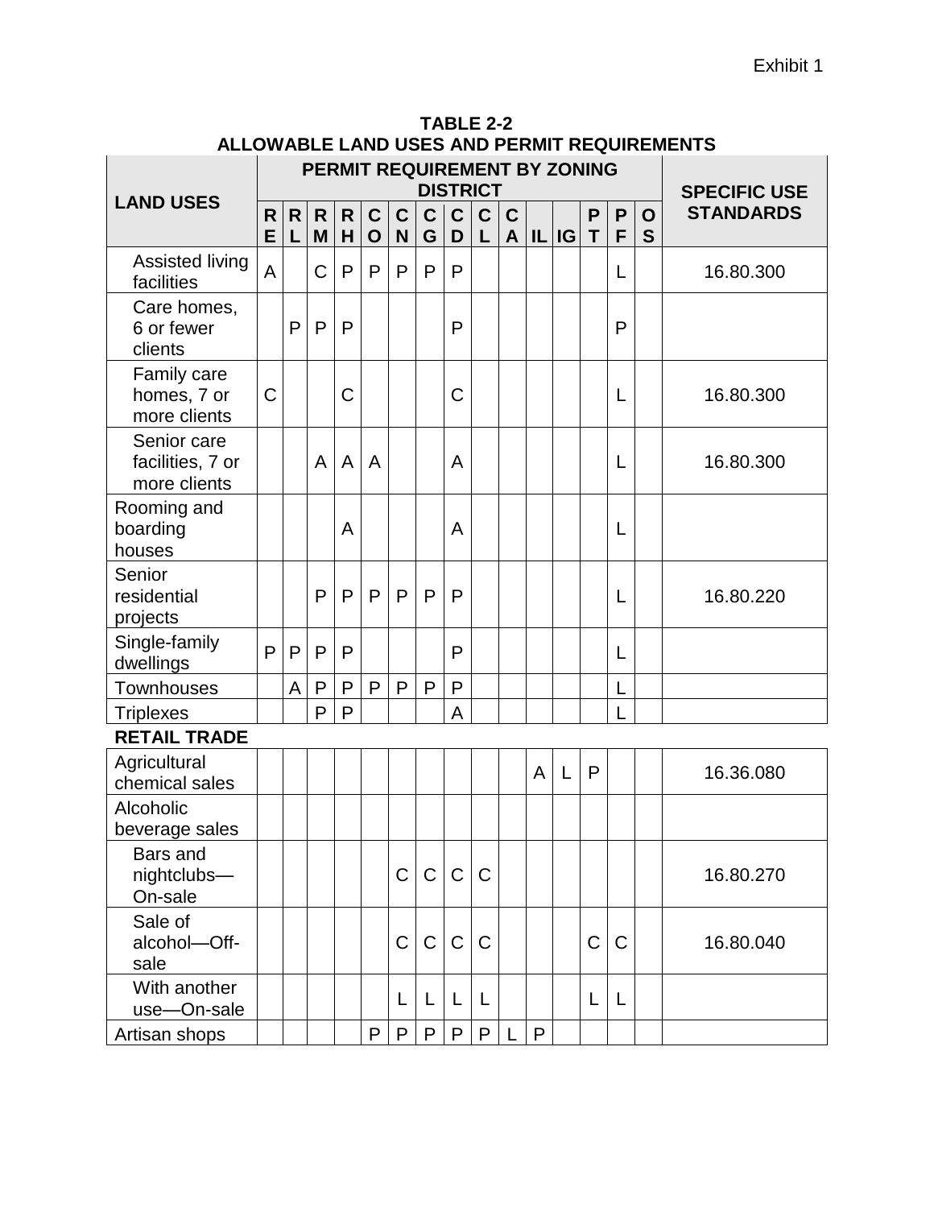Exhibit 1

**TABLE 2-2**
**ALLOWABLE LAND USES AND PERMIT REQUIREMENTS**

| LAND USES | PERMIT REQUIREMENT BY ZONING DISTRICT | | | | | | | | | | | | | | | SPECIFIC USE STANDARDS |
|---|---|---|---|---|---|---|---|---|---|---|---|---|---|---|---|---|
| | RE | RL | RM | RH | CO | CN | CG | CD | CL | CA | IL | IG | PT | PF | OS | |
| Assisted living facilities | A | | C | P | P | P | P | P | | | | | | L | | 16.80.300 |
| Care homes, 6 or fewer clients | | P | P | P | | | | P | | | | | | P | | |
| Family care homes, 7 or more clients | C | | | C | | | | C | | | | | | L | | 16.80.300 |
| Senior care facilities, 7 or more clients | | | A | A | A | | | A | | | | | | L | | 16.80.300 |
| Rooming and boarding houses | | | | A | | | | A | | | | | | L | | |
| Senior residential projects | | | P | P | P | P | P | P | | | | | | L | | 16.80.220 |
| Single-family dwellings | P | P | P | P | | | | P | | | | | | L | | |
| Townhouses | | A | P | P | P | P | P | P | | | | | | L | | |
| Triplexes | | | P | P | | | | A | | | | | | L | | |
| **RETAIL TRADE** | | | | | | | | | | | | | | | | |
| Agricultural chemical sales | | | | | | | | | | | A | L | P | | | 16.36.080 |
| Alcoholic beverage sales | | | | | | | | | | | | | | | | |
| Bars and nightclubs—On-sale | | | | | | C | C | C | C | | | | | | | 16.80.270 |
| Sale of alcohol—Off-sale | | | | | | C | C | C | C | | | | C | C | | 16.80.040 |
| With another use—On-sale | | | | | | L | L | L | L | | | | L | L | | |
| Artisan shops | | | | | P | P | P | P | P | L | P | | | | | |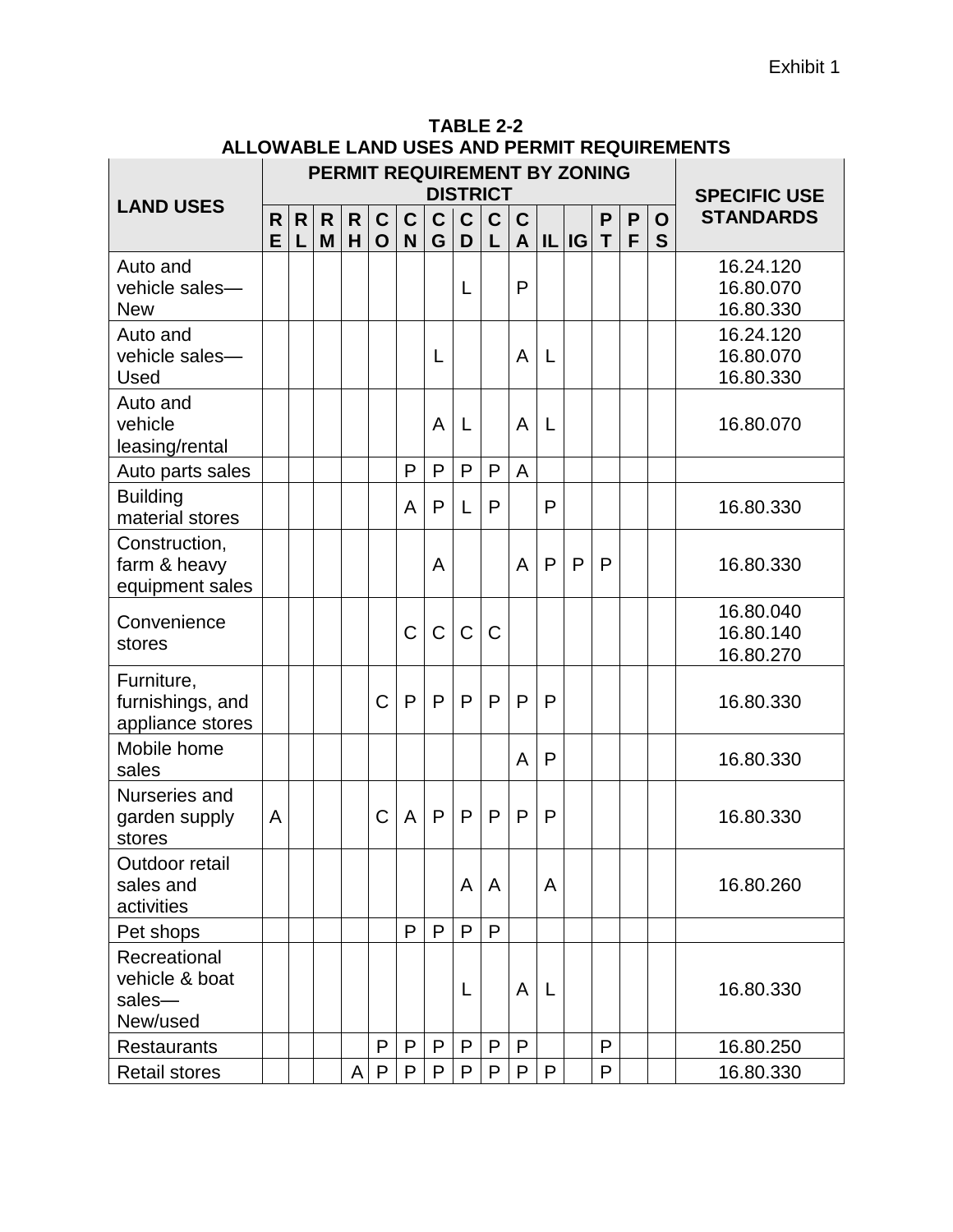Exhibit 1

**TABLE 2-2**
**ALLOWABLE LAND USES AND PERMIT REQUIREMENTS**

| LAND USES | PERMIT REQUIREMENT BY ZONING DISTRICT | | | | | | | | | | | | | | | SPECIFIC USE STANDARDS |
|---|---|---|---|---|---|---|---|---|---|---|---|---|---|---|---|---|
| | RE | RL | RM | RH | CO | CN | CG | CD | CL | CA | IL | IG | PT | PF | OS | |
| Auto and vehicle sales—New | | | | | | | | L | | P | | | | | | 16.24.120<br>16.80.070<br>16.80.330 |
| Auto and vehicle sales—Used | | | | | | | L | | | A | L | | | | | 16.24.120<br>16.80.070<br>16.80.330 |
| Auto and vehicle leasing/rental | | | | | | | A | L | | A | L | | | | | 16.80.070 |
| Auto parts sales | | | | | | P | P | P | P | A | | | | | | |
| Building material stores | | | | | | A | P | L | P | | P | | | | | 16.80.330 |
| Construction, farm & heavy equipment sales | | | | | | | A | | | A | P | P | P | | | 16.80.330 |
| Convenience stores | | | | | | C | C | C | C | | | | | | | 16.80.040<br>16.80.140<br>16.80.270 |
| Furniture, furnishings, and appliance stores | | | | | C | P | P | P | P | P | P | | | | | 16.80.330 |
| Mobile home sales | | | | | | | | | | A | P | | | | | 16.80.330 |
| Nurseries and garden supply stores | A | | | | C | A | P | P | P | P | P | | | | | 16.80.330 |
| Outdoor retail sales and activities | | | | | | | | A | A | | A | | | | | 16.80.260 |
| Pet shops | | | | | | P | P | P | P | | | | | | | |
| Recreational vehicle & boat sales—New/used | | | | | | | | L | | A | L | | | | | 16.80.330 |
| Restaurants | | | | | P | P | P | P | P | P | | | P | | | 16.80.250 |
| Retail stores | | | | A | P | P | P | P | P | P | P | | P | | | 16.80.330 |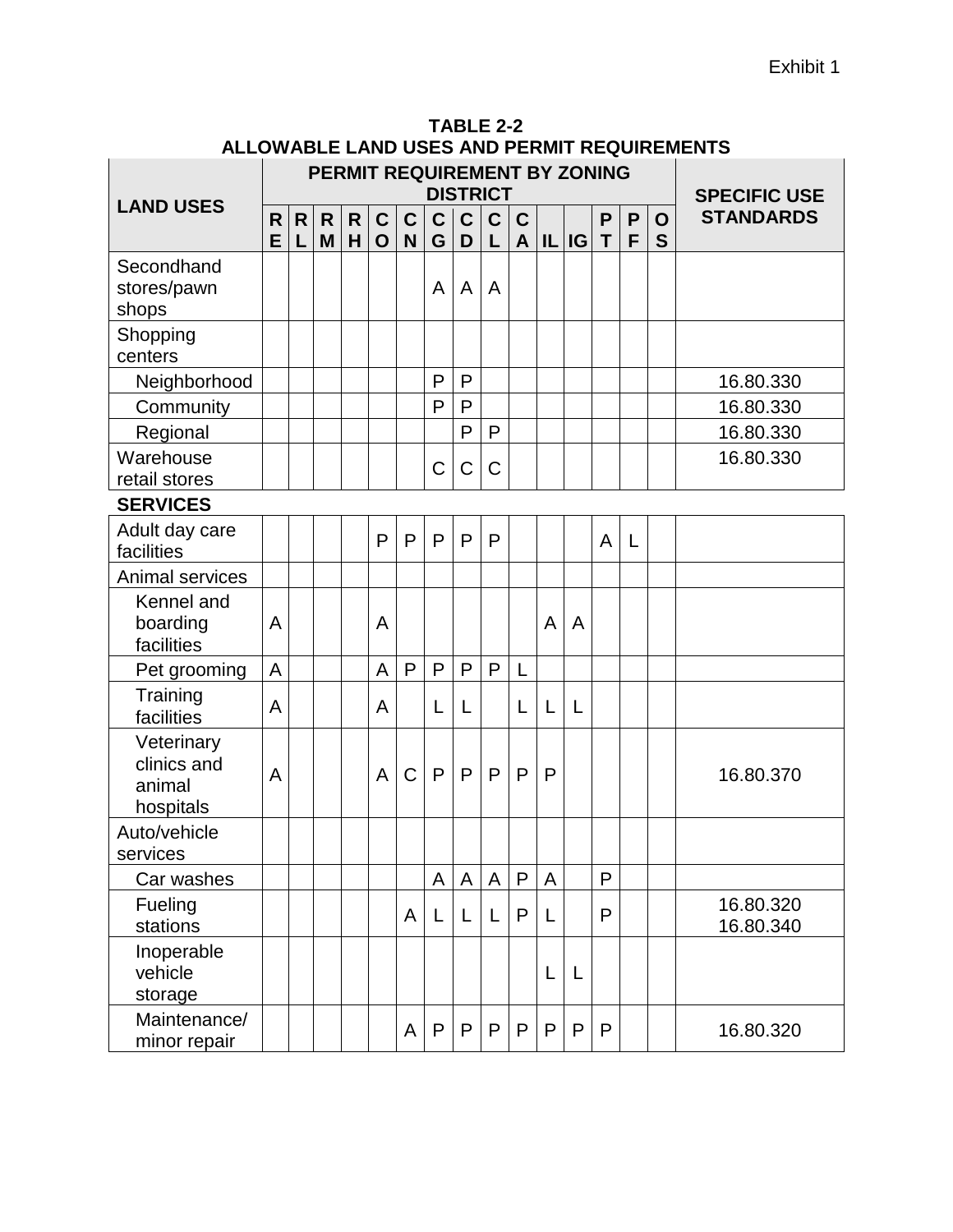**TABLE 2-2**
**ALLOWABLE LAND USES AND PERMIT REQUIREMENTS**

| LAND USES | PERMIT REQUIREMENT BY ZONING DISTRICT | | | | | | | | | | | | | | | SPECIFIC USE STANDARDS |
|---|---|---|---|---|---|---|---|---|---|---|---|---|---|---|---|---|
| | RE | RL | RM | RH | CO | CN | CG | CD | CL | CA | IL | IG | PT | PF | OS | |
| Secondhand stores/pawn shops | | | | | | | A | A | A | | | | | | | |
| Shopping centers | | | | | | | | | | | | | | | | |
| Neighborhood | | | | | | | P | P | | | | | | | | 16.80.330 |
| Community | | | | | | | P | P | | | | | | | | 16.80.330 |
| Regional | | | | | | | | P | P | | | | | | | 16.80.330 |
| Warehouse retail stores | | | | | | | C | C | C | | | | | | | 16.80.330 |
| **SERVICES** | | | | | | | | | | | | | | | | |
| Adult day care facilities | | | | | P | P | P | P | P | | | | A | L | | |
| Animal services | | | | | | | | | | | | | | | | |
| Kennel and boarding facilities | A | | | | A | | | | | | A | A | | | | |
| Pet grooming | A | | | | A | P | P | P | P | L | | | | | | |
| Training facilities | A | | | | A | | L | L | | L | L | L | | | | |
| Veterinary clinics and animal hospitals | A | | | | A | C | P | P | P | P | P | | | | | 16.80.370 |
| Auto/vehicle services | | | | | | | | | | | | | | | | |
| Car washes | | | | | | | A | A | A | P | A | | P | | | |
| Fueling stations | | | | | | A | L | L | L | P | L | | P | | | 16.80.320 16.80.340 |
| Inoperable vehicle storage | | | | | | | | | | | L | L | | | | |
| Maintenance/ minor repair | | | | | | A | P | P | P | P | P | P | P | | | 16.80.320 |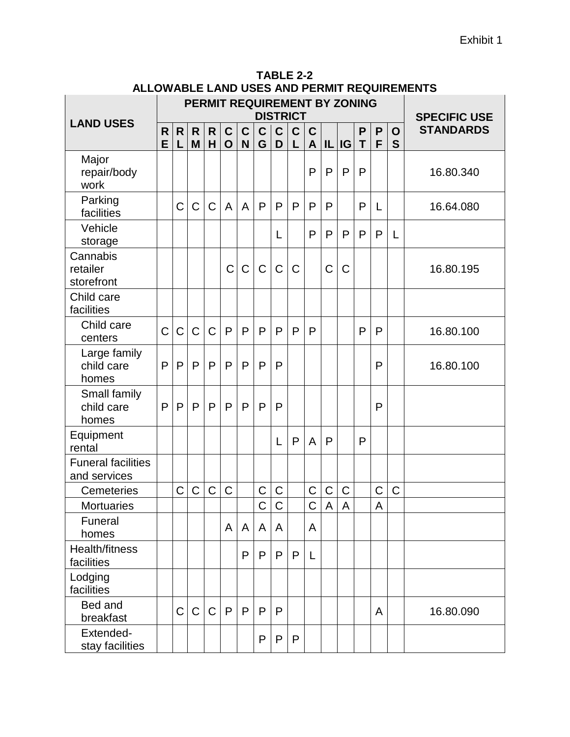Exhibit 1

**TABLE 2-2**
**ALLOWABLE LAND USES AND PERMIT REQUIREMENTS**

| LAND USES | PERMIT REQUIREMENT BY ZONING DISTRICT | | | | | | | | | | | | | | | SPECIFIC USE STANDARDS |
|---|---|---|---|---|---|---|---|---|---|---|---|---|---|---|---|---|
| | RE | RL | RM | RH | CO | CN | CG | CD | CL | CA | IL | IG | PT | PF | OS | |
| Major repair/body work | | | | | | | | | | P | P | P | P | | | 16.80.340 |
| Parking facilities | | C | C | C | A | A | P | P | P | P | P | | P | L | | 16.64.080 |
| Vehicle storage | | | | | | | | L | | P | P | P | P | P | L | |
| Cannabis retailer storefront | | | | | C | C | C | C | C | | C | C | | | | 16.80.195 |
| Child care facilities | | | | | | | | | | | | | | | | |
| Child care centers | C | C | C | C | P | P | P | P | P | P | | | P | P | | 16.80.100 |
| Large family child care homes | P | P | P | P | P | P | P | P | | | | | | P | | 16.80.100 |
| Small family child care homes | P | P | P | P | P | P | P | P | | | | | | P | | |
| Equipment rental | | | | | | | | L | P | A | P | | P | | | |
| Funeral facilities and services | | | | | | | | | | | | | | | | |
| Cemeteries | | C | C | C | C | | C | C | | C | C | C | | C | C | |
| Mortuaries | | | | | | | C | C | | C | A | A | | A | | |
| Funeral homes | | | | | A | A | A | A | | A | | | | | | |
| Health/fitness facilities | | | | | | P | P | P | P | L | | | | | | |
| Lodging facilities | | | | | | | | | | | | | | | | |
| Bed and breakfast | | C | C | C | P | P | P | P | | | | | | A | | 16.80.090 |
| Extended-stay facilities | | | | | | | P | P | P | | | | | | | |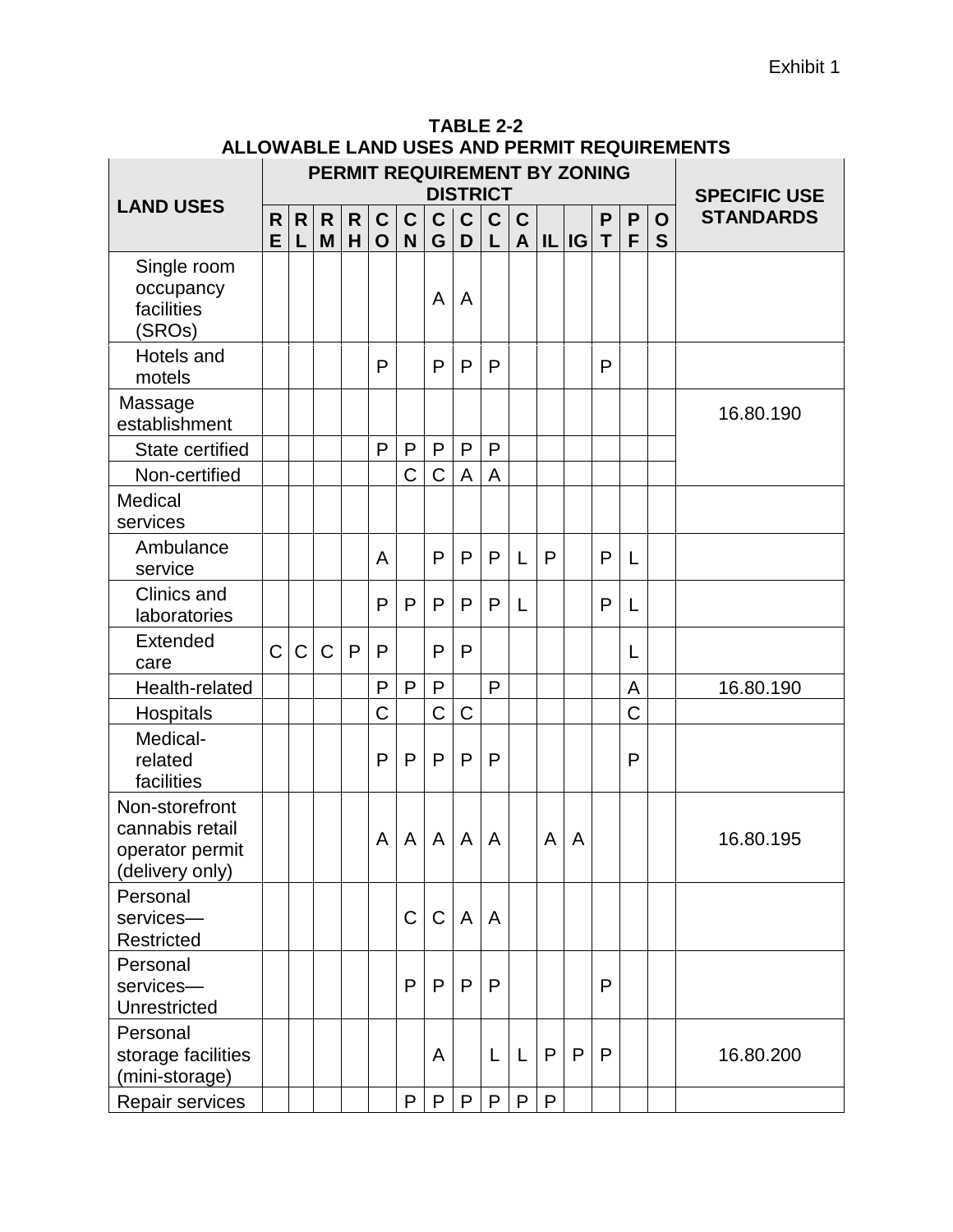**TABLE 2-2**
**ALLOWABLE LAND USES AND PERMIT REQUIREMENTS**

| LAND USES | PERMIT REQUIREMENT BY ZONING DISTRICT | | | | | | | | | | | | | | | SPECIFIC USE STANDARDS |
|---|---|---|---|---|---|---|---|---|---|---|---|---|---|---|---|---|
| | RE | RL | RM | RH | CO | CN | CG | CD | CL | CA | IL | IG | PT | PF | OS | |
| Single room occupancy facilities (SROs) | | | | | | | A | A | | | | | | | | |
| Hotels and motels | | | | | P | | P | P | P | | | | P | | | |
| Massage establishment | | | | | | | | | | | | | | | | 16.80.190 |
| State certified | | | | | P | P | P | P | P | | | | | | | |
| Non-certified | | | | | | C | C | A | A | | | | | | | |
| Medical services | | | | | | | | | | | | | | | | |
| Ambulance service | | | | | A | | P | P | P | L | P | | P | L | | |
| Clinics and laboratories | | | | | P | P | P | P | P | L | | | P | L | | |
| Extended care | C | C | C | P | P | | P | P | | | | | | L | | |
| Health-related | | | | | P | P | P | | P | | | | | A | | 16.80.190 |
| Hospitals | | | | | C | | C | C | | | | | | C | | |
| Medical-related facilities | | | | | P | P | P | P | P | | | | | P | | |
| Non-storefront cannabis retail operator permit (delivery only) | | | | | A | A | A | A | A | | A | A | | | | 16.80.195 |
| Personal services—Restricted | | | | | | C | C | A | A | | | | | | | |
| Personal services—Unrestricted | | | | | | P | P | P | P | | | | P | | | |
| Personal storage facilities (mini-storage) | | | | | | | A | | L | L | P | P | P | | | 16.80.200 |
| Repair services | | | | | | P | P | P | P | P | P | | | | | |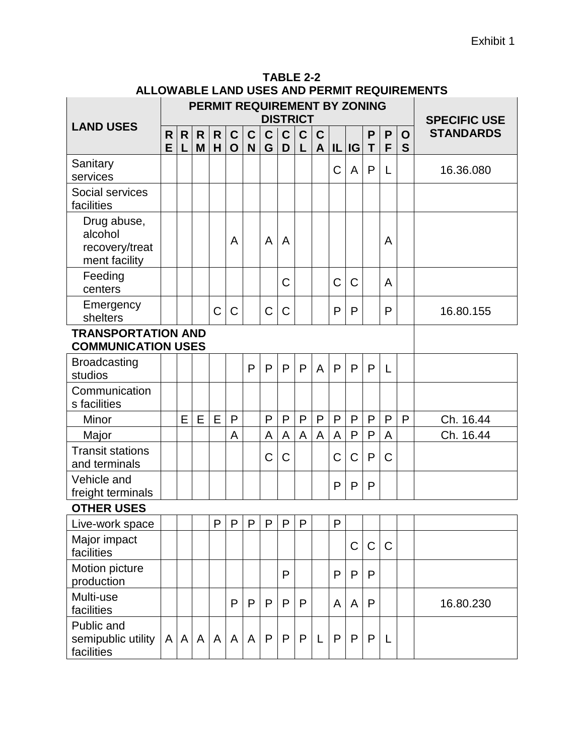Exhibit 1

**TABLE 2-2**
**ALLOWABLE LAND USES AND PERMIT REQUIREMENTS**

| LAND USES | PERMIT REQUIREMENT BY ZONING DISTRICT | | | | | | | | | | | | | | | SPECIFIC USE STANDARDS |
|---|---|---|---|---|---|---|---|---|---|---|---|---|---|---|---|---|
| | RE | RL | RM | RH | CO | CN | CG | CD | CL | CA | IL | IG | PT | PF | OS | |
| Sanitary services | | | | | | | | | | | C | A | P | L | | 16.36.080 |
| Social services facilities | | | | | | | | | | | | | | | | |
| Drug abuse, alcohol recovery/treatment facility | | | | | A | | A | A | | | | | | A | | |
| Feeding centers | | | | | | | | C | | | C | C | | A | | |
| Emergency shelters | | | | C | C | | C | C | | | P | P | | P | | 16.80.155 |
| **TRANSPORTATION AND COMMUNICATION USES** | | | | | | | | | | | | | | | | |
| Broadcasting studios | | | | | | P | P | P | P | A | P | P | P | L | | |
| Communications facilities | | | | | | | | | | | | | | | | |
| Minor | | E | E | E | P | | P | P | P | P | P | P | P | P | P | Ch. 16.44 |
| Major | | | | | A | | A | A | A | A | A | P | P | A | | Ch. 16.44 |
| Transit stations and terminals | | | | | | | C | C | | | C | C | P | C | | |
| Vehicle and freight terminals | | | | | | | | | | | P | P | P | | | |
| **OTHER USES** | | | | | | | | | | | | | | | | |
| Live-work space | | | | P | P | P | P | P | P | | P | | | | | |
| Major impact facilities | | | | | | | | | | | | C | C | C | | |
| Motion picture production | | | | | | | | P | | | P | P | P | | | |
| Multi-use facilities | | | | | P | P | P | P | P | | A | A | P | | | 16.80.230 |
| Public and semipublic utility facilities | A | A | A | A | A | A | P | P | P | L | P | P | P | L | | |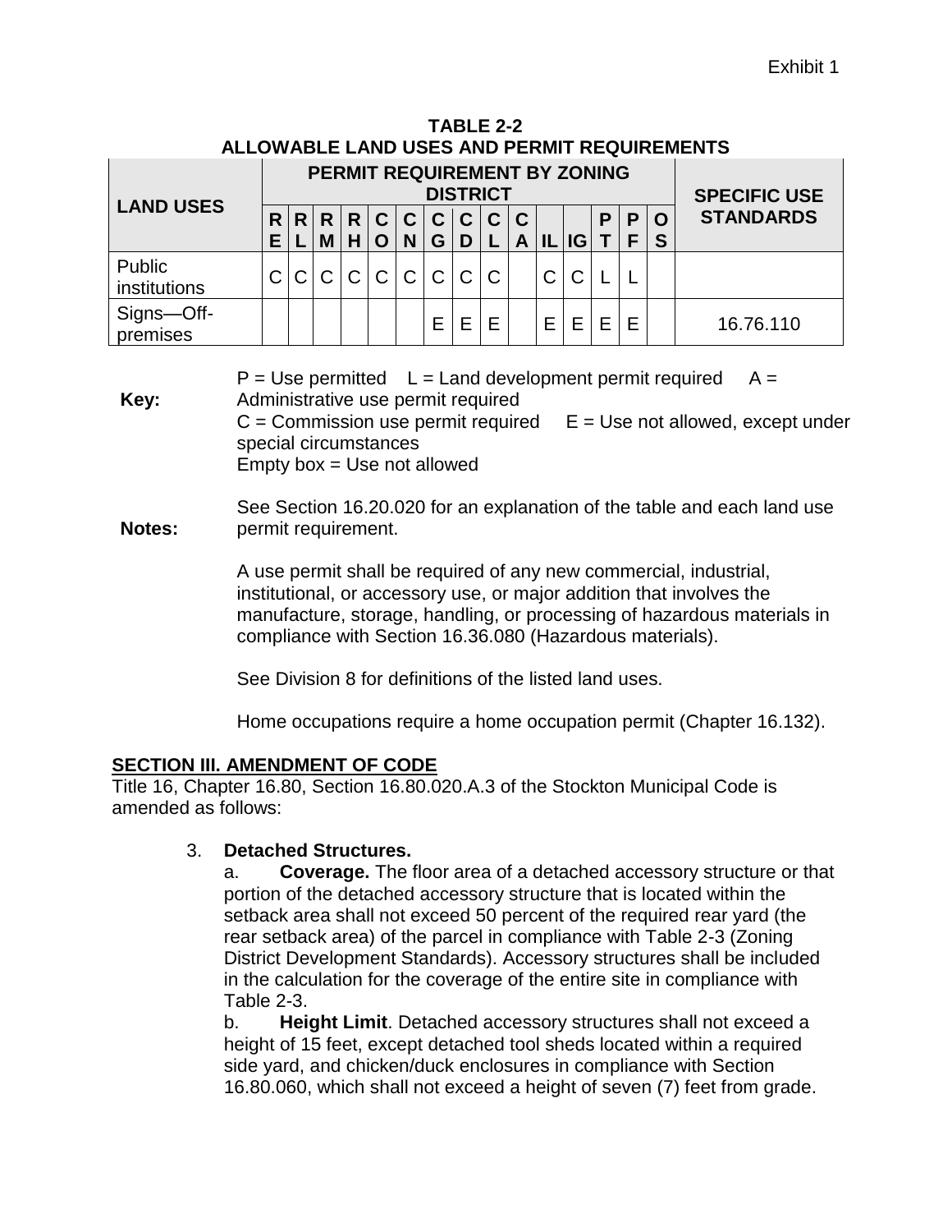Exhibit 1

**TABLE 2-2**
**ALLOWABLE LAND USES AND PERMIT REQUIREMENTS**

| LAND USES | PERMIT REQUIREMENT BY ZONING DISTRICT | | | | | | | | | | | | | | | SPECIFIC USE STANDARDS |
|---|---|---|---|---|---|---|---|---|---|---|---|---|---|---|---|---|
| | RE | RL | RM | RH | CO | CN | CG | CD | CL | CA | IL | IG | PT | PF | OS | |
| Public institutions | C | C | C | C | C | C | C | C | C | | C | C | L | L | | |
| Signs—Off-premises | | | | | | | E | E | E | | E | E | E | E | | 16.76.110 |

**Key:** P = Use permitted  L = Land development permit required  A = Administrative use permit required
C = Commission use permit required  E = Use not allowed, except under special circumstances
Empty box = Use not allowed

**Notes:** See Section 16.20.020 for an explanation of the table and each land use permit requirement.

A use permit shall be required of any new commercial, industrial, institutional, or accessory use, or major addition that involves the manufacture, storage, handling, or processing of hazardous materials in compliance with Section 16.36.080 (Hazardous materials).

See Division 8 for definitions of the listed land uses.

Home occupations require a home occupation permit (Chapter 16.132).

**SECTION III. AMENDMENT OF CODE**

Title 16, Chapter 16.80, Section 16.80.020.A.3 of the Stockton Municipal Code is amended as follows:

3. **Detached Structures.**

a. **Coverage.** The floor area of a detached accessory structure or that portion of the detached accessory structure that is located within the setback area shall not exceed 50 percent of the required rear yard (the rear setback area) of the parcel in compliance with Table 2-3 (Zoning District Development Standards). Accessory structures shall be included in the calculation for the coverage of the entire site in compliance with Table 2-3.

b. **Height Limit**. Detached accessory structures shall not exceed a height of 15 feet, except detached tool sheds located within a required side yard, and chicken/duck enclosures in compliance with Section 16.80.060, which shall not exceed a height of seven (7) feet from grade.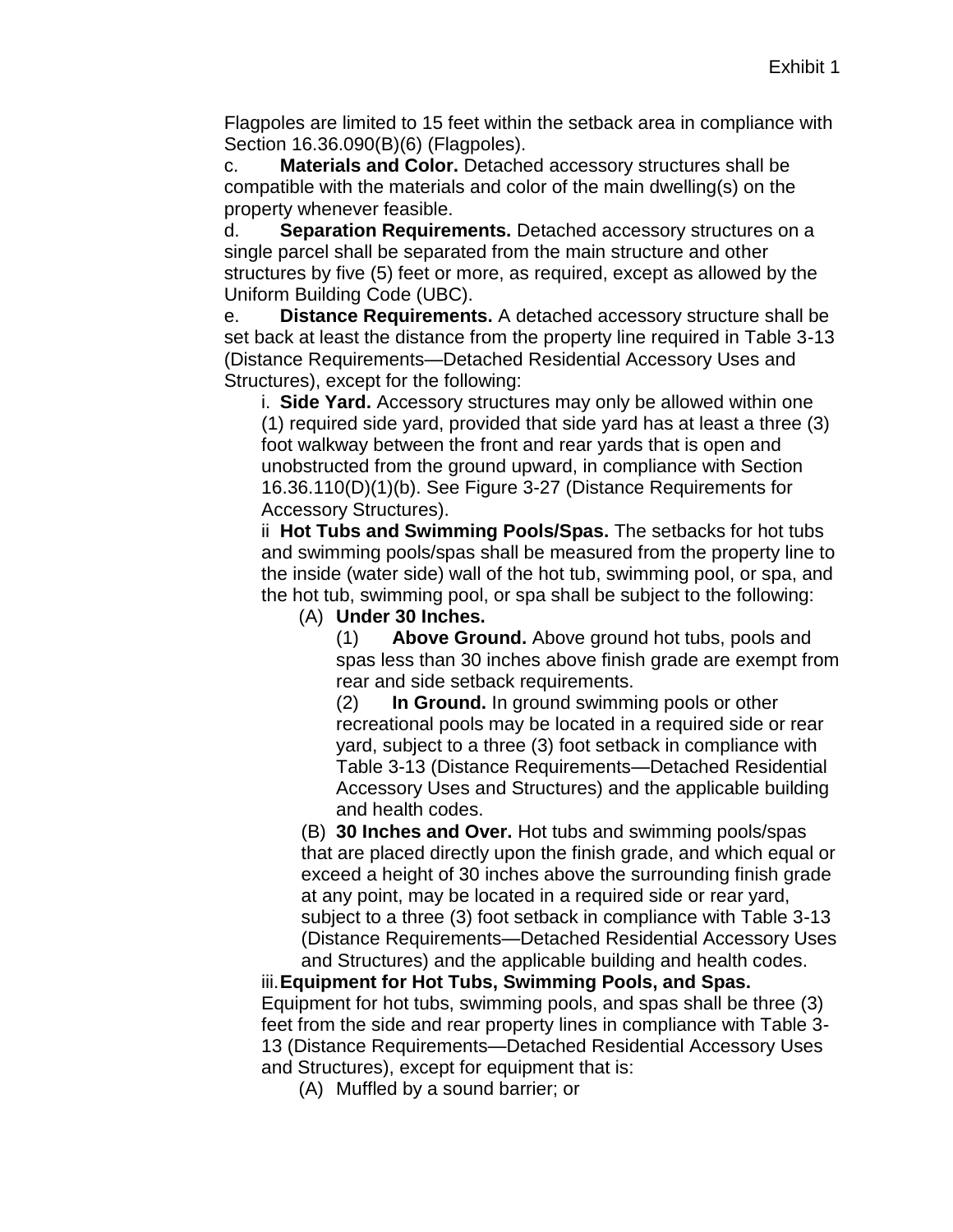Flagpoles are limited to 15 feet within the setback area in compliance with Section 16.36.090(B)(6) (Flagpoles).

c. **Materials and Color.** Detached accessory structures shall be compatible with the materials and color of the main dwelling(s) on the property whenever feasible.

d. **Separation Requirements.** Detached accessory structures on a single parcel shall be separated from the main structure and other structures by five (5) feet or more, as required, except as allowed by the Uniform Building Code (UBC).

e. **Distance Requirements.** A detached accessory structure shall be set back at least the distance from the property line required in Table 3-13 (Distance Requirements—Detached Residential Accessory Uses and Structures), except for the following:

i. **Side Yard.** Accessory structures may only be allowed within one (1) required side yard, provided that side yard has at least a three (3) foot walkway between the front and rear yards that is open and unobstructed from the ground upward, in compliance with Section 16.36.110(D)(1)(b). See Figure 3-27 (Distance Requirements for Accessory Structures).

ii **Hot Tubs and Swimming Pools/Spas.** The setbacks for hot tubs and swimming pools/spas shall be measured from the property line to the inside (water side) wall of the hot tub, swimming pool, or spa, and the hot tub, swimming pool, or spa shall be subject to the following:

(A) **Under 30 Inches.**

(1) **Above Ground.** Above ground hot tubs, pools and spas less than 30 inches above finish grade are exempt from rear and side setback requirements.

(2) **In Ground.** In ground swimming pools or other recreational pools may be located in a required side or rear yard, subject to a three (3) foot setback in compliance with Table 3-13 (Distance Requirements—Detached Residential Accessory Uses and Structures) and the applicable building and health codes.

(B) **30 Inches and Over.** Hot tubs and swimming pools/spas that are placed directly upon the finish grade, and which equal or exceed a height of 30 inches above the surrounding finish grade at any point, may be located in a required side or rear yard, subject to a three (3) foot setback in compliance with Table 3-13 (Distance Requirements—Detached Residential Accessory Uses and Structures) and the applicable building and health codes.

iii. **Equipment for Hot Tubs, Swimming Pools, and Spas.** Equipment for hot tubs, swimming pools, and spas shall be three (3) feet from the side and rear property lines in compliance with Table 3-13 (Distance Requirements—Detached Residential Accessory Uses and Structures), except for equipment that is:

(A) Muffled by a sound barrier; or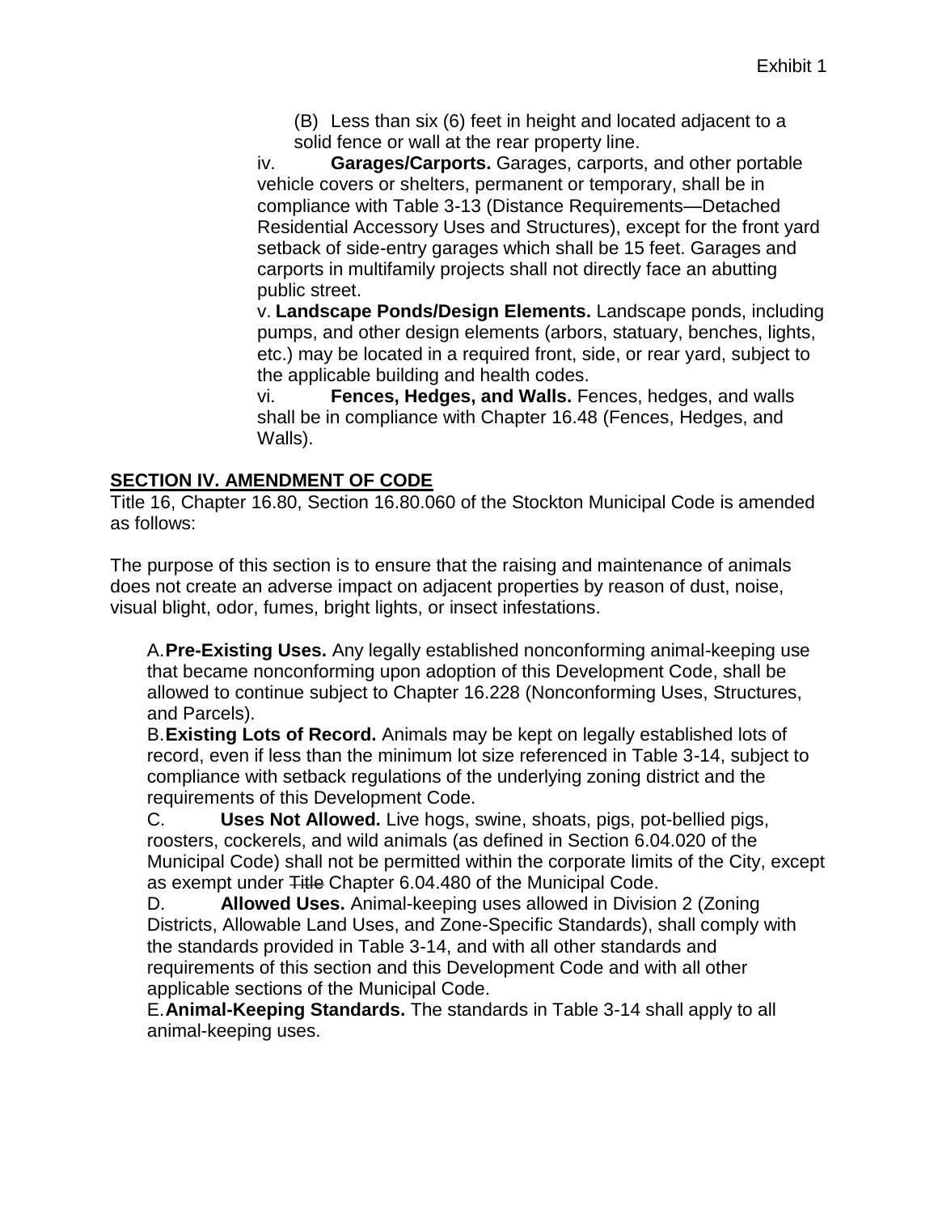(B) Less than six (6) feet in height and located adjacent to a solid fence or wall at the rear property line.

iv. **Garages/Carports.** Garages, carports, and other portable vehicle covers or shelters, permanent or temporary, shall be in compliance with Table 3-13 (Distance Requirements—Detached Residential Accessory Uses and Structures), except for the front yard setback of side-entry garages which shall be 15 feet. Garages and carports in multifamily projects shall not directly face an abutting public street.

v. **Landscape Ponds/Design Elements.** Landscape ponds, including pumps, and other design elements (arbors, statuary, benches, lights, etc.) may be located in a required front, side, or rear yard, subject to the applicable building and health codes.

vi. **Fences, Hedges, and Walls.** Fences, hedges, and walls shall be in compliance with Chapter 16.48 (Fences, Hedges, and Walls).

## SECTION IV. AMENDMENT OF CODE

Title 16, Chapter 16.80, Section 16.80.060 of the Stockton Municipal Code is amended as follows:

The purpose of this section is to ensure that the raising and maintenance of animals does not create an adverse impact on adjacent properties by reason of dust, noise, visual blight, odor, fumes, bright lights, or insect infestations.

A. **Pre-Existing Uses.** Any legally established nonconforming animal-keeping use that became nonconforming upon adoption of this Development Code, shall be allowed to continue subject to Chapter 16.228 (Nonconforming Uses, Structures, and Parcels).

B. **Existing Lots of Record.** Animals may be kept on legally established lots of record, even if less than the minimum lot size referenced in Table 3-14, subject to compliance with setback regulations of the underlying zoning district and the requirements of this Development Code.

C. **Uses Not Allowed.** Live hogs, swine, shoats, pigs, pot-bellied pigs, roosters, cockerels, and wild animals (as defined in Section 6.04.020 of the Municipal Code) shall not be permitted within the corporate limits of the City, except as exempt under ~~Title~~ Chapter 6.04.480 of the Municipal Code.

D. **Allowed Uses.** Animal-keeping uses allowed in Division 2 (Zoning Districts, Allowable Land Uses, and Zone-Specific Standards), shall comply with the standards provided in Table 3-14, and with all other standards and requirements of this section and this Development Code and with all other applicable sections of the Municipal Code.

E. **Animal-Keeping Standards.** The standards in Table 3-14 shall apply to all animal-keeping uses.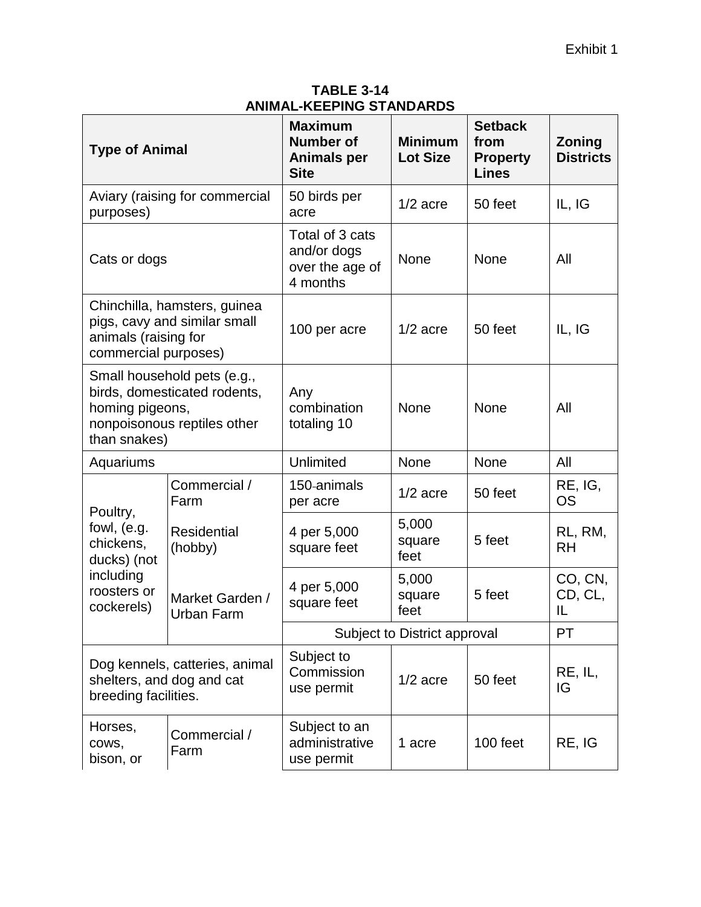Exhibit 1

**TABLE 3-14**
**ANIMAL-KEEPING STANDARDS**

| Type of Animal | | Maximum Number of Animals per Site | Minimum Lot Size | Setback from Property Lines | Zoning Districts |
|---|---|---|---|---|---|
| Aviary (raising for commercial purposes) | | 50 birds per acre | 1/2 acre | 50 feet | IL, IG |
| Cats or dogs | | Total of 3 cats and/or dogs over the age of 4 months | None | None | All |
| Chinchilla, hamsters, guinea pigs, cavy and similar small animals (raising for commercial purposes) | | 100 per acre | 1/2 acre | 50 feet | IL, IG |
| Small household pets (e.g., birds, domesticated rodents, homing pigeons, nonpoisonous reptiles other than snakes) | | Any combination totaling 10 | None | None | All |
| Aquariums | | Unlimited | None | None | All |
| Poultry, fowl, (e.g. chickens, ducks) (not including roosters or cockerels) | Commercial / Farm | 150 animals per acre | 1/2 acre | 50 feet | RE, IG, OS |
| | Residential (hobby) | 4 per 5,000 square feet | 5,000 square feet | 5 feet | RL, RM, RH |
| | Market Garden / Urban Farm | 4 per 5,000 square feet | 5,000 square feet | 5 feet | CO, CN, CD, CL, IL |
| | | Subject to District approval | | | PT |
| Dog kennels, catteries, animal shelters, and dog and cat breeding facilities. | | Subject to Commission use permit | 1/2 acre | 50 feet | RE, IL, IG |
| Horses, cows, bison, or | Commercial / Farm | Subject to an administrative use permit | 1 acre | 100 feet | RE, IG |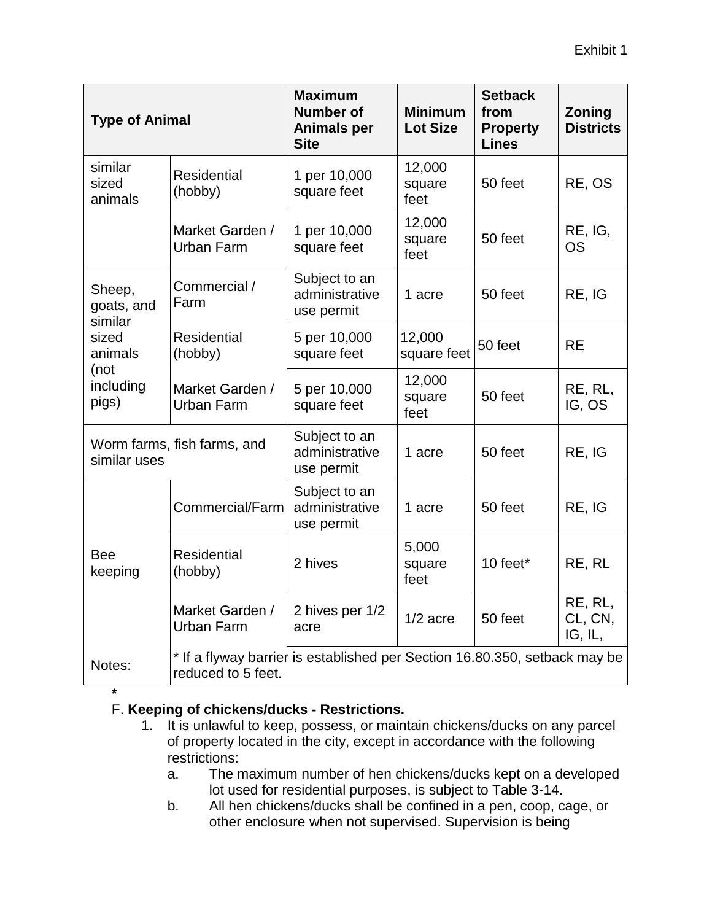Exhibit 1

| Type of Animal | | Maximum Number of Animals per Site | Minimum Lot Size | Setback from Property Lines | Zoning Districts |
|---|---|---|---|---|---|
| similar sized animals | Residential (hobby) | 1 per 10,000 square feet | 12,000 square feet | 50 feet | RE, OS |
| | Market Garden / Urban Farm | 1 per 10,000 square feet | 12,000 square feet | 50 feet | RE, IG, OS |
| Sheep, goats, and similar sized animals (not including pigs) | Commercial / Farm | Subject to an administrative use permit | 1 acre | 50 feet | RE, IG |
| | Residential (hobby) | 5 per 10,000 square feet | 12,000 square feet | 50 feet | RE |
| | Market Garden / Urban Farm | 5 per 10,000 square feet | 12,000 square feet | 50 feet | RE, RL, IG, OS |
| Worm farms, fish farms, and similar uses | | Subject to an administrative use permit | 1 acre | 50 feet | RE, IG |
| Bee keeping | Commercial/Farm | Subject to an administrative use permit | 1 acre | 50 feet | RE, IG |
| | Residential (hobby) | 2 hives | 5,000 square feet | 10 feet* | RE, RL |
| | Market Garden / Urban Farm | 2 hives per 1/2 acre | 1/2 acre | 50 feet | RE, RL, CL, CN, IG, IL, |
| Notes: | * If a flyway barrier is established per Section 16.80.350, setback may be reduced to 5 feet. | | | | |

*

F. **Keeping of chickens/ducks - Restrictions.**

1. It is unlawful to keep, possess, or maintain chickens/ducks on any parcel of property located in the city, except in accordance with the following restrictions:
   a. The maximum number of hen chickens/ducks kept on a developed lot used for residential purposes, is subject to Table 3-14.
   b. All hen chickens/ducks shall be confined in a pen, coop, cage, or other enclosure when not supervised. Supervision is being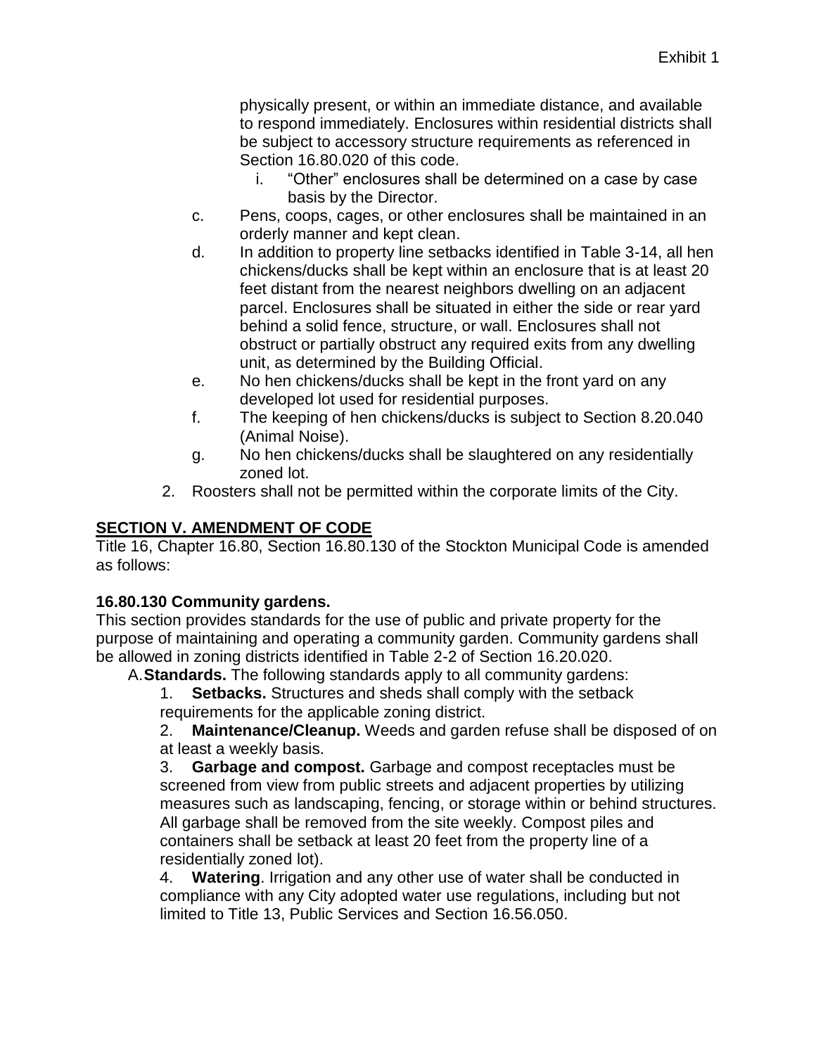physically present, or within an immediate distance, and available to respond immediately. Enclosures within residential districts shall be subject to accessory structure requirements as referenced in Section 16.80.020 of this code.

i. "Other" enclosures shall be determined on a case by case basis by the Director.

c. Pens, coops, cages, or other enclosures shall be maintained in an orderly manner and kept clean.

d. In addition to property line setbacks identified in Table 3-14, all hen chickens/ducks shall be kept within an enclosure that is at least 20 feet distant from the nearest neighbors dwelling on an adjacent parcel. Enclosures shall be situated in either the side or rear yard behind a solid fence, structure, or wall. Enclosures shall not obstruct or partially obstruct any required exits from any dwelling unit, as determined by the Building Official.

e. No hen chickens/ducks shall be kept in the front yard on any developed lot used for residential purposes.

f. The keeping of hen chickens/ducks is subject to Section 8.20.040 (Animal Noise).

g. No hen chickens/ducks shall be slaughtered on any residentially zoned lot.

2. Roosters shall not be permitted within the corporate limits of the City.

## SECTION V. AMENDMENT OF CODE

Title 16, Chapter 16.80, Section 16.80.130 of the Stockton Municipal Code is amended as follows:

### 16.80.130 Community gardens.

This section provides standards for the use of public and private property for the purpose of maintaining and operating a community garden. Community gardens shall be allowed in zoning districts identified in Table 2-2 of Section 16.20.020.

A. **Standards.** The following standards apply to all community gardens:

1. **Setbacks.** Structures and sheds shall comply with the setback requirements for the applicable zoning district.

2. **Maintenance/Cleanup.** Weeds and garden refuse shall be disposed of on at least a weekly basis.

3. **Garbage and compost.** Garbage and compost receptacles must be screened from view from public streets and adjacent properties by utilizing measures such as landscaping, fencing, or storage within or behind structures. All garbage shall be removed from the site weekly. Compost piles and containers shall be setback at least 20 feet from the property line of a residentially zoned lot).

4. **Watering**. Irrigation and any other use of water shall be conducted in compliance with any City adopted water use regulations, including but not limited to Title 13, Public Services and Section 16.56.050.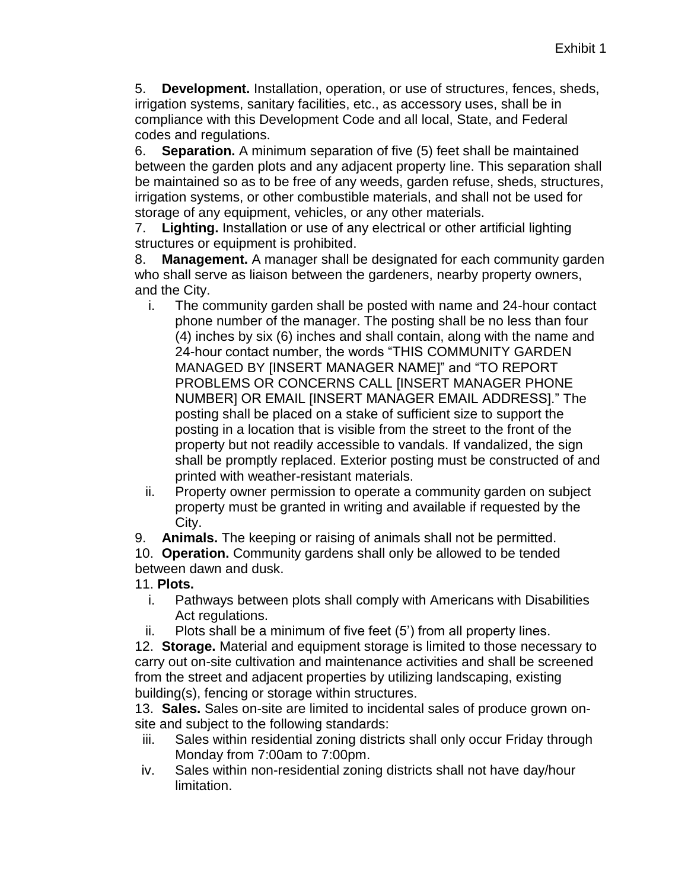5. **Development.** Installation, operation, or use of structures, fences, sheds, irrigation systems, sanitary facilities, etc., as accessory uses, shall be in compliance with this Development Code and all local, State, and Federal codes and regulations.

6. **Separation.** A minimum separation of five (5) feet shall be maintained between the garden plots and any adjacent property line. This separation shall be maintained so as to be free of any weeds, garden refuse, sheds, structures, irrigation systems, or other combustible materials, and shall not be used for storage of any equipment, vehicles, or any other materials.

7. **Lighting.** Installation or use of any electrical or other artificial lighting structures or equipment is prohibited.

8. **Management.** A manager shall be designated for each community garden who shall serve as liaison between the gardeners, nearby property owners, and the City.

   i. The community garden shall be posted with name and 24-hour contact phone number of the manager. The posting shall be no less than four (4) inches by six (6) inches and shall contain, along with the name and 24-hour contact number, the words "THIS COMMUNITY GARDEN MANAGED BY [INSERT MANAGER NAME]" and "TO REPORT PROBLEMS OR CONCERNS CALL [INSERT MANAGER PHONE NUMBER] OR EMAIL [INSERT MANAGER EMAIL ADDRESS]." The posting shall be placed on a stake of sufficient size to support the posting in a location that is visible from the street to the front of the property but not readily accessible to vandals. If vandalized, the sign shall be promptly replaced. Exterior posting must be constructed of and printed with weather-resistant materials.

   ii. Property owner permission to operate a community garden on subject property must be granted in writing and available if requested by the City.

9. **Animals.** The keeping or raising of animals shall not be permitted.

10. **Operation.** Community gardens shall only be allowed to be tended between dawn and dusk.

11. **Plots.**

    i. Pathways between plots shall comply with Americans with Disabilities Act regulations.

    ii. Plots shall be a minimum of five feet (5') from all property lines.

12. **Storage.** Material and equipment storage is limited to those necessary to carry out on-site cultivation and maintenance activities and shall be screened from the street and adjacent properties by utilizing landscaping, existing building(s), fencing or storage within structures.

13. **Sales.** Sales on-site are limited to incidental sales of produce grown on-site and subject to the following standards:

    iii. Sales within residential zoning districts shall only occur Friday through Monday from 7:00am to 7:00pm.

    iv. Sales within non-residential zoning districts shall not have day/hour limitation.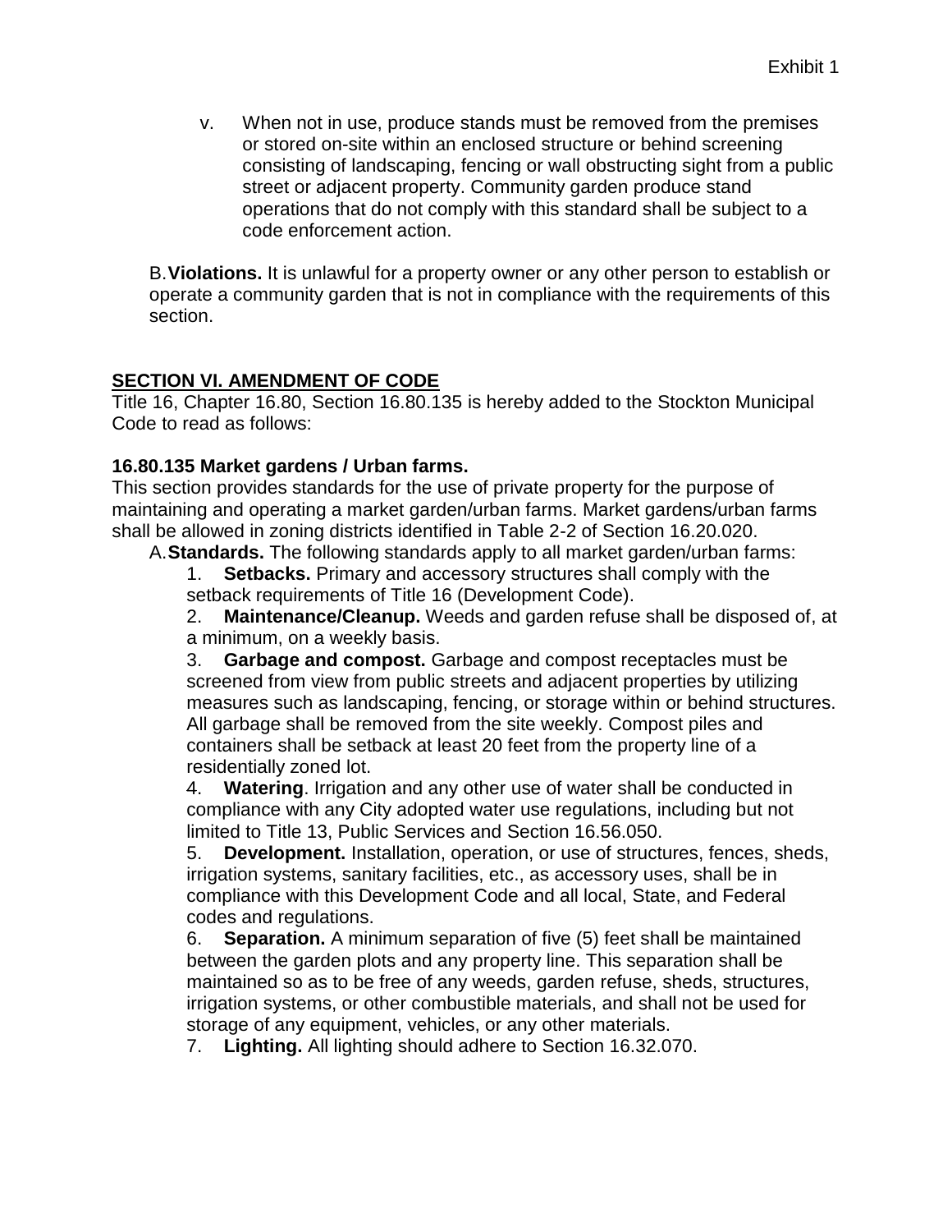v. When not in use, produce stands must be removed from the premises or stored on-site within an enclosed structure or behind screening consisting of landscaping, fencing or wall obstructing sight from a public street or adjacent property. Community garden produce stand operations that do not comply with this standard shall be subject to a code enforcement action.

B. **Violations.** It is unlawful for a property owner or any other person to establish or operate a community garden that is not in compliance with the requirements of this section.

## SECTION VI. AMENDMENT OF CODE

Title 16, Chapter 16.80, Section 16.80.135 is hereby added to the Stockton Municipal Code to read as follows:

### 16.80.135 Market gardens / Urban farms.

This section provides standards for the use of private property for the purpose of maintaining and operating a market garden/urban farms. Market gardens/urban farms shall be allowed in zoning districts identified in Table 2-2 of Section 16.20.020.

A. **Standards.** The following standards apply to all market garden/urban farms:

1. **Setbacks.** Primary and accessory structures shall comply with the setback requirements of Title 16 (Development Code).
2. **Maintenance/Cleanup.** Weeds and garden refuse shall be disposed of, at a minimum, on a weekly basis.
3. **Garbage and compost.** Garbage and compost receptacles must be screened from view from public streets and adjacent properties by utilizing measures such as landscaping, fencing, or storage within or behind structures. All garbage shall be removed from the site weekly. Compost piles and containers shall be setback at least 20 feet from the property line of a residentially zoned lot.
4. **Watering**. Irrigation and any other use of water shall be conducted in compliance with any City adopted water use regulations, including but not limited to Title 13, Public Services and Section 16.56.050.
5. **Development.** Installation, operation, or use of structures, fences, sheds, irrigation systems, sanitary facilities, etc., as accessory uses, shall be in compliance with this Development Code and all local, State, and Federal codes and regulations.
6. **Separation.** A minimum separation of five (5) feet shall be maintained between the garden plots and any property line. This separation shall be maintained so as to be free of any weeds, garden refuse, sheds, structures, irrigation systems, or other combustible materials, and shall not be used for storage of any equipment, vehicles, or any other materials.
7. **Lighting.** All lighting should adhere to Section 16.32.070.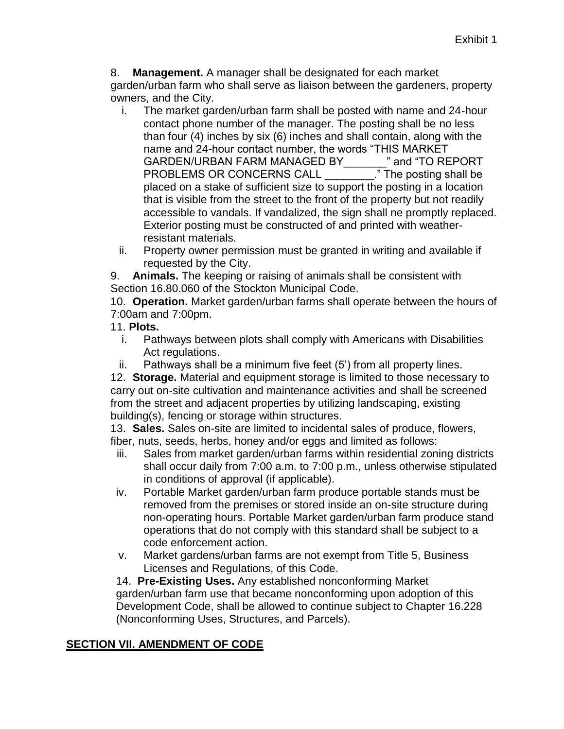Exhibit 1

8. **Management.** A manager shall be designated for each market garden/urban farm who shall serve as liaison between the gardeners, property owners, and the City.

   i. The market garden/urban farm shall be posted with name and 24-hour contact phone number of the manager. The posting shall be no less than four (4) inches by six (6) inches and shall contain, along with the name and 24-hour contact number, the words "THIS MARKET GARDEN/URBAN FARM MANAGED BY_______" and "TO REPORT PROBLEMS OR CONCERNS CALL ________." The posting shall be placed on a stake of sufficient size to support the posting in a location that is visible from the street to the front of the property but not readily accessible to vandals. If vandalized, the sign shall ne promptly replaced. Exterior posting must be constructed of and printed with weather-resistant materials.

   ii. Property owner permission must be granted in writing and available if requested by the City.

9. **Animals.** The keeping or raising of animals shall be consistent with Section 16.80.060 of the Stockton Municipal Code.

10. **Operation.** Market garden/urban farms shall operate between the hours of 7:00am and 7:00pm.

11. **Plots.**

   i. Pathways between plots shall comply with Americans with Disabilities Act regulations.

   ii. Pathways shall be a minimum five feet (5') from all property lines.

12. **Storage.** Material and equipment storage is limited to those necessary to carry out on-site cultivation and maintenance activities and shall be screened from the street and adjacent properties by utilizing landscaping, existing building(s), fencing or storage within structures.

13. **Sales.** Sales on-site are limited to incidental sales of produce, flowers, fiber, nuts, seeds, herbs, honey and/or eggs and limited as follows:

   iii. Sales from market garden/urban farms within residential zoning districts shall occur daily from 7:00 a.m. to 7:00 p.m., unless otherwise stipulated in conditions of approval (if applicable).

   iv. Portable Market garden/urban farm produce portable stands must be removed from the premises or stored inside an on-site structure during non-operating hours. Portable Market garden/urban farm produce stand operations that do not comply with this standard shall be subject to a code enforcement action.

   v. Market gardens/urban farms are not exempt from Title 5, Business Licenses and Regulations, of this Code.

14. **Pre-Existing Uses.** Any established nonconforming Market garden/urban farm use that became nonconforming upon adoption of this Development Code, shall be allowed to continue subject to Chapter 16.228 (Nonconforming Uses, Structures, and Parcels).

## **SECTION VII. AMENDMENT OF CODE**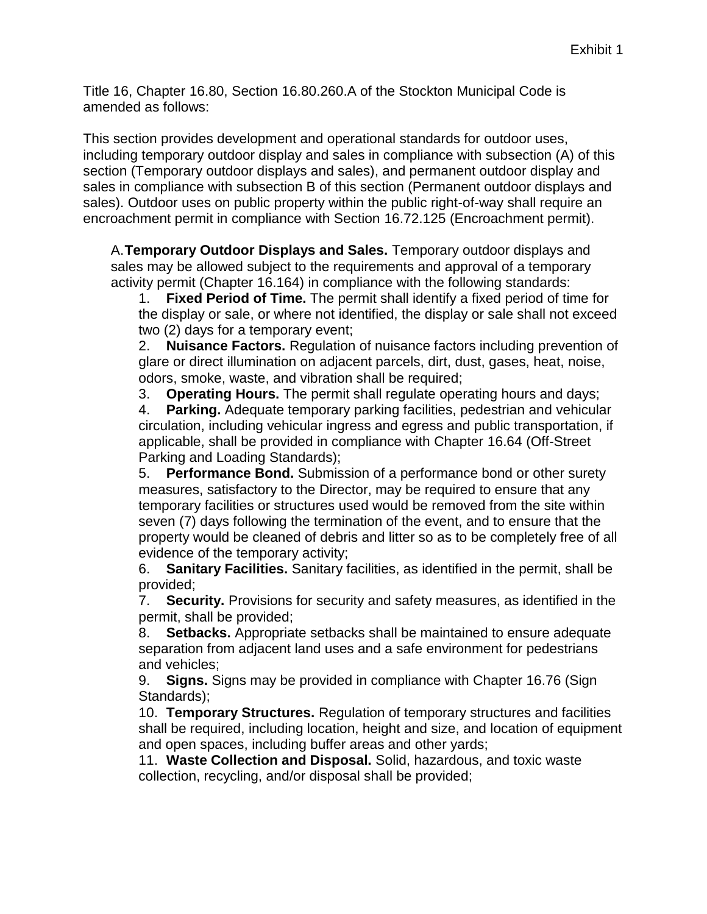Exhibit 1

Title 16, Chapter 16.80, Section 16.80.260.A of the Stockton Municipal Code is amended as follows:

This section provides development and operational standards for outdoor uses, including temporary outdoor display and sales in compliance with subsection (A) of this section (Temporary outdoor displays and sales), and permanent outdoor display and sales in compliance with subsection B of this section (Permanent outdoor displays and sales). Outdoor uses on public property within the public right-of-way shall require an encroachment permit in compliance with Section 16.72.125 (Encroachment permit).

A. **Temporary Outdoor Displays and Sales.** Temporary outdoor displays and sales may be allowed subject to the requirements and approval of a temporary activity permit (Chapter 16.164) in compliance with the following standards:

1. **Fixed Period of Time.** The permit shall identify a fixed period of time for the display or sale, or where not identified, the display or sale shall not exceed two (2) days for a temporary event;
2. **Nuisance Factors.** Regulation of nuisance factors including prevention of glare or direct illumination on adjacent parcels, dirt, dust, gases, heat, noise, odors, smoke, waste, and vibration shall be required;
3. **Operating Hours.** The permit shall regulate operating hours and days;
4. **Parking.** Adequate temporary parking facilities, pedestrian and vehicular circulation, including vehicular ingress and egress and public transportation, if applicable, shall be provided in compliance with Chapter 16.64 (Off-Street Parking and Loading Standards);
5. **Performance Bond.** Submission of a performance bond or other surety measures, satisfactory to the Director, may be required to ensure that any temporary facilities or structures used would be removed from the site within seven (7) days following the termination of the event, and to ensure that the property would be cleaned of debris and litter so as to be completely free of all evidence of the temporary activity;
6. **Sanitary Facilities.** Sanitary facilities, as identified in the permit, shall be provided;
7. **Security.** Provisions for security and safety measures, as identified in the permit, shall be provided;
8. **Setbacks.** Appropriate setbacks shall be maintained to ensure adequate separation from adjacent land uses and a safe environment for pedestrians and vehicles;
9. **Signs.** Signs may be provided in compliance with Chapter 16.76 (Sign Standards);
10. **Temporary Structures.** Regulation of temporary structures and facilities shall be required, including location, height and size, and location of equipment and open spaces, including buffer areas and other yards;
11. **Waste Collection and Disposal.** Solid, hazardous, and toxic waste collection, recycling, and/or disposal shall be provided;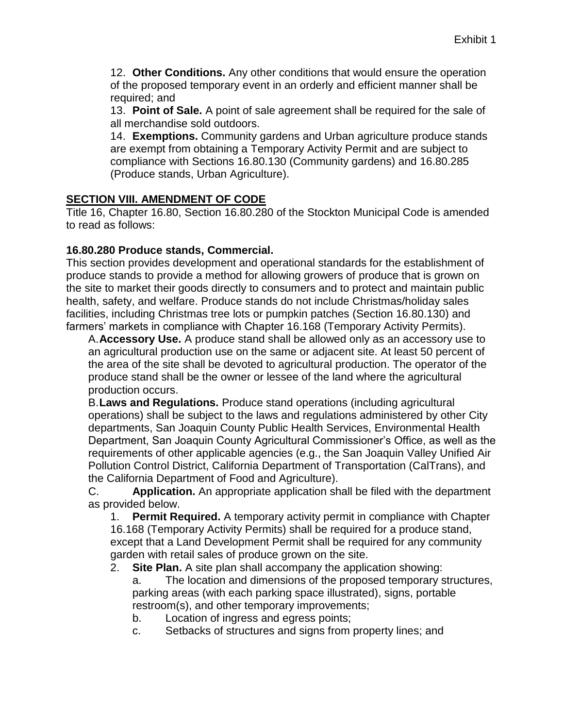12. **Other Conditions.** Any other conditions that would ensure the operation of the proposed temporary event in an orderly and efficient manner shall be required; and

13. **Point of Sale.** A point of sale agreement shall be required for the sale of all merchandise sold outdoors.

14. **Exemptions.** Community gardens and Urban agriculture produce stands are exempt from obtaining a Temporary Activity Permit and are subject to compliance with Sections 16.80.130 (Community gardens) and 16.80.285 (Produce stands, Urban Agriculture).

## SECTION VIII. AMENDMENT OF CODE

Title 16, Chapter 16.80, Section 16.80.280 of the Stockton Municipal Code is amended to read as follows:

### 16.80.280 Produce stands, Commercial.

This section provides development and operational standards for the establishment of produce stands to provide a method for allowing growers of produce that is grown on the site to market their goods directly to consumers and to protect and maintain public health, safety, and welfare. Produce stands do not include Christmas/holiday sales facilities, including Christmas tree lots or pumpkin patches (Section 16.80.130) and farmers' markets in compliance with Chapter 16.168 (Temporary Activity Permits).

A. **Accessory Use.** A produce stand shall be allowed only as an accessory use to an agricultural production use on the same or adjacent site. At least 50 percent of the area of the site shall be devoted to agricultural production. The operator of the produce stand shall be the owner or lessee of the land where the agricultural production occurs.

B. **Laws and Regulations.** Produce stand operations (including agricultural operations) shall be subject to the laws and regulations administered by other City departments, San Joaquin County Public Health Services, Environmental Health Department, San Joaquin County Agricultural Commissioner's Office, as well as the requirements of other applicable agencies (e.g., the San Joaquin Valley Unified Air Pollution Control District, California Department of Transportation (CalTrans), and the California Department of Food and Agriculture).

C. **Application.** An appropriate application shall be filed with the department as provided below.

1. **Permit Required.** A temporary activity permit in compliance with Chapter 16.168 (Temporary Activity Permits) shall be required for a produce stand, except that a Land Development Permit shall be required for any community garden with retail sales of produce grown on the site.

2. **Site Plan.** A site plan shall accompany the application showing:

   a. The location and dimensions of the proposed temporary structures, parking areas (with each parking space illustrated), signs, portable restroom(s), and other temporary improvements;

   b. Location of ingress and egress points;

   c. Setbacks of structures and signs from property lines; and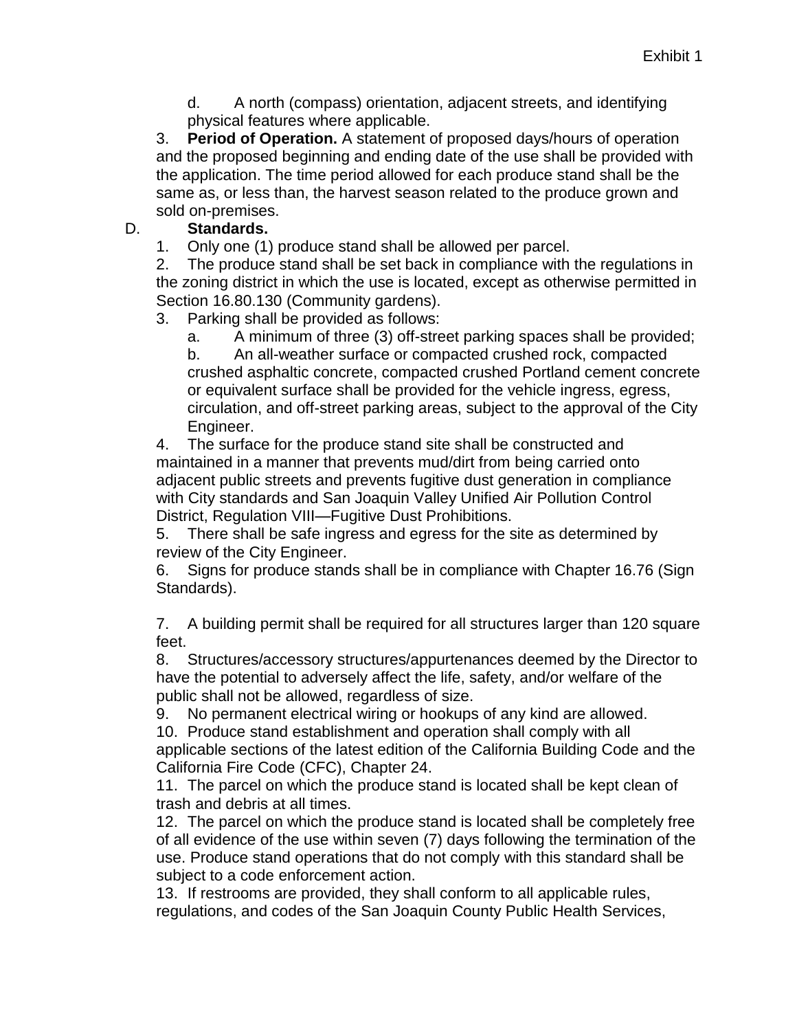d. A north (compass) orientation, adjacent streets, and identifying physical features where applicable.

3. **Period of Operation.** A statement of proposed days/hours of operation and the proposed beginning and ending date of the use shall be provided with the application. The time period allowed for each produce stand shall be the same as, or less than, the harvest season related to the produce grown and sold on-premises.

D. **Standards.**

1. Only one (1) produce stand shall be allowed per parcel.
2. The produce stand shall be set back in compliance with the regulations in the zoning district in which the use is located, except as otherwise permitted in Section 16.80.130 (Community gardens).
3. Parking shall be provided as follows:
   a. A minimum of three (3) off-street parking spaces shall be provided;
   b. An all-weather surface or compacted crushed rock, compacted crushed asphaltic concrete, compacted crushed Portland cement concrete or equivalent surface shall be provided for the vehicle ingress, egress, circulation, and off-street parking areas, subject to the approval of the City Engineer.
4. The surface for the produce stand site shall be constructed and maintained in a manner that prevents mud/dirt from being carried onto adjacent public streets and prevents fugitive dust generation in compliance with City standards and San Joaquin Valley Unified Air Pollution Control District, Regulation VIII—Fugitive Dust Prohibitions.
5. There shall be safe ingress and egress for the site as determined by review of the City Engineer.
6. Signs for produce stands shall be in compliance with Chapter 16.76 (Sign Standards).
7. A building permit shall be required for all structures larger than 120 square feet.
8. Structures/accessory structures/appurtenances deemed by the Director to have the potential to adversely affect the life, safety, and/or welfare of the public shall not be allowed, regardless of size.
9. No permanent electrical wiring or hookups of any kind are allowed.
10. Produce stand establishment and operation shall comply with all applicable sections of the latest edition of the California Building Code and the California Fire Code (CFC), Chapter 24.
11. The parcel on which the produce stand is located shall be kept clean of trash and debris at all times.
12. The parcel on which the produce stand is located shall be completely free of all evidence of the use within seven (7) days following the termination of the use. Produce stand operations that do not comply with this standard shall be subject to a code enforcement action.
13. If restrooms are provided, they shall conform to all applicable rules, regulations, and codes of the San Joaquin County Public Health Services,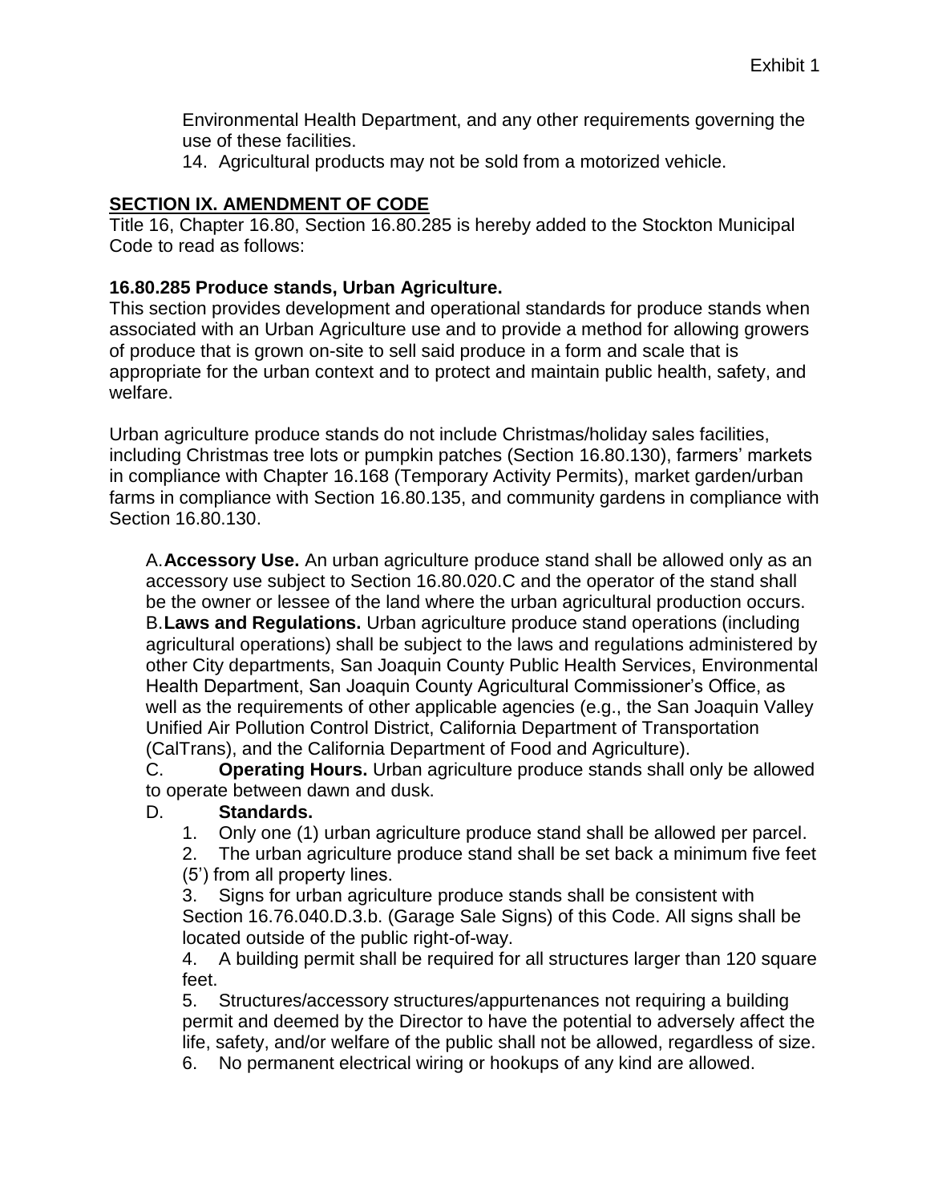Environmental Health Department, and any other requirements governing the use of these facilities.

14. Agricultural products may not be sold from a motorized vehicle.

## SECTION IX. AMENDMENT OF CODE

Title 16, Chapter 16.80, Section 16.80.285 is hereby added to the Stockton Municipal Code to read as follows:

**16.80.285 Produce stands, Urban Agriculture.**

This section provides development and operational standards for produce stands when associated with an Urban Agriculture use and to provide a method for allowing growers of produce that is grown on-site to sell said produce in a form and scale that is appropriate for the urban context and to protect and maintain public health, safety, and welfare.

Urban agriculture produce stands do not include Christmas/holiday sales facilities, including Christmas tree lots or pumpkin patches (Section 16.80.130), farmers' markets in compliance with Chapter 16.168 (Temporary Activity Permits), market garden/urban farms in compliance with Section 16.80.135, and community gardens in compliance with Section 16.80.130.

A. **Accessory Use.** An urban agriculture produce stand shall be allowed only as an accessory use subject to Section 16.80.020.C and the operator of the stand shall be the owner or lessee of the land where the urban agricultural production occurs.

B. **Laws and Regulations.** Urban agriculture produce stand operations (including agricultural operations) shall be subject to the laws and regulations administered by other City departments, San Joaquin County Public Health Services, Environmental Health Department, San Joaquin County Agricultural Commissioner's Office, as well as the requirements of other applicable agencies (e.g., the San Joaquin Valley Unified Air Pollution Control District, California Department of Transportation (CalTrans), and the California Department of Food and Agriculture).

C. **Operating Hours.** Urban agriculture produce stands shall only be allowed to operate between dawn and dusk.

D. **Standards.**

1. Only one (1) urban agriculture produce stand shall be allowed per parcel.
2. The urban agriculture produce stand shall be set back a minimum five feet (5') from all property lines.
3. Signs for urban agriculture produce stands shall be consistent with Section 16.76.040.D.3.b. (Garage Sale Signs) of this Code. All signs shall be located outside of the public right-of-way.
4. A building permit shall be required for all structures larger than 120 square feet.
5. Structures/accessory structures/appurtenances not requiring a building permit and deemed by the Director to have the potential to adversely affect the life, safety, and/or welfare of the public shall not be allowed, regardless of size.
6. No permanent electrical wiring or hookups of any kind are allowed.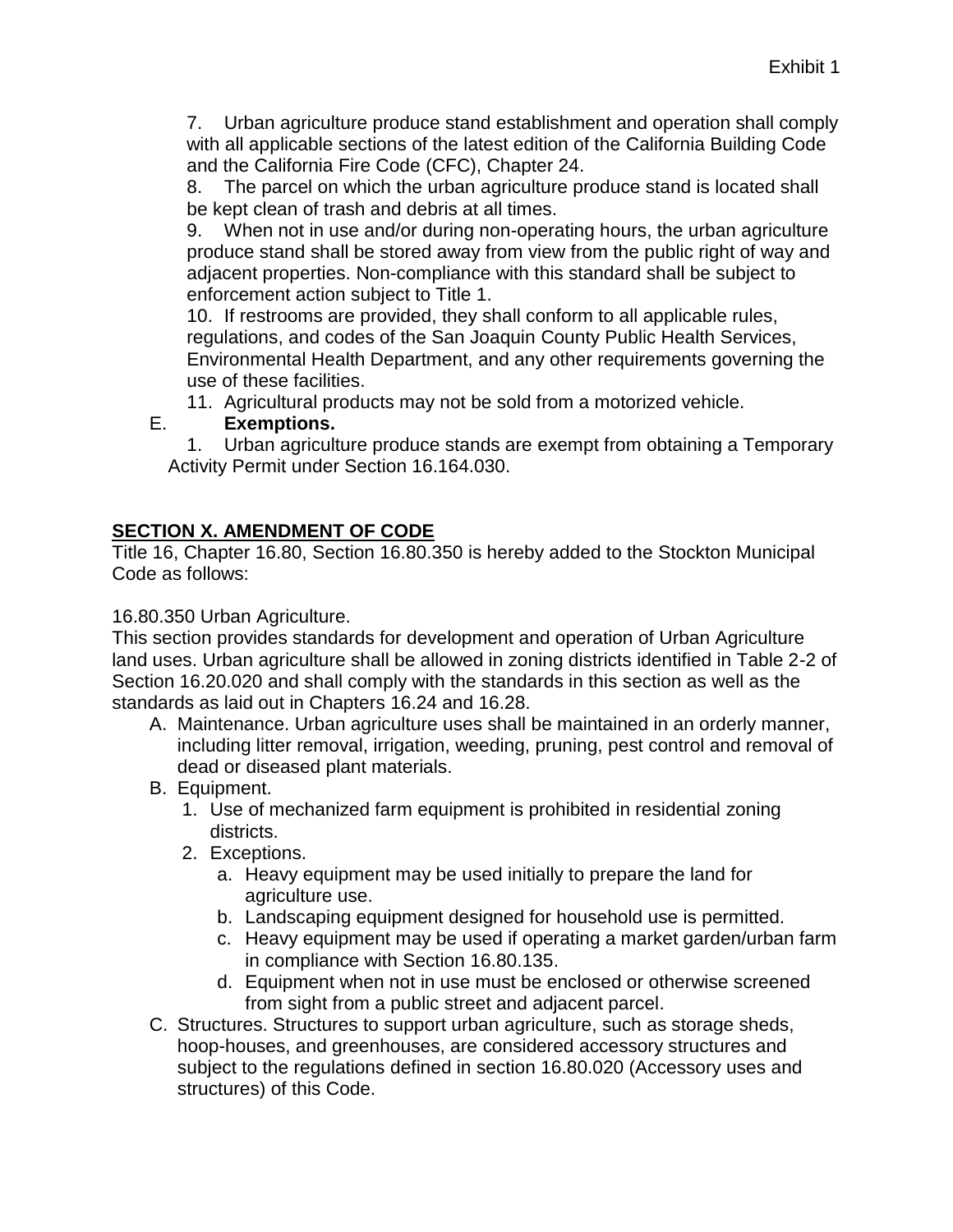7. Urban agriculture produce stand establishment and operation shall comply with all applicable sections of the latest edition of the California Building Code and the California Fire Code (CFC), Chapter 24.

8. The parcel on which the urban agriculture produce stand is located shall be kept clean of trash and debris at all times.

9. When not in use and/or during non-operating hours, the urban agriculture produce stand shall be stored away from view from the public right of way and adjacent properties. Non-compliance with this standard shall be subject to enforcement action subject to Title 1.

10. If restrooms are provided, they shall conform to all applicable rules, regulations, and codes of the San Joaquin County Public Health Services, Environmental Health Department, and any other requirements governing the use of these facilities.

11. Agricultural products may not be sold from a motorized vehicle.

E. **Exemptions.**

1. Urban agriculture produce stands are exempt from obtaining a Temporary Activity Permit under Section 16.164.030.

**SECTION X. AMENDMENT OF CODE**

Title 16, Chapter 16.80, Section 16.80.350 is hereby added to the Stockton Municipal Code as follows:

16.80.350 Urban Agriculture.

This section provides standards for development and operation of Urban Agriculture land uses. Urban agriculture shall be allowed in zoning districts identified in Table 2-2 of Section 16.20.020 and shall comply with the standards in this section as well as the standards as laid out in Chapters 16.24 and 16.28.

A. Maintenance. Urban agriculture uses shall be maintained in an orderly manner, including litter removal, irrigation, weeding, pruning, pest control and removal of dead or diseased plant materials.

B. Equipment.
   1. Use of mechanized farm equipment is prohibited in residential zoning districts.
   2. Exceptions.
      a. Heavy equipment may be used initially to prepare the land for agriculture use.
      b. Landscaping equipment designed for household use is permitted.
      c. Heavy equipment may be used if operating a market garden/urban farm in compliance with Section 16.80.135.
      d. Equipment when not in use must be enclosed or otherwise screened from sight from a public street and adjacent parcel.

C. Structures. Structures to support urban agriculture, such as storage sheds, hoop-houses, and greenhouses, are considered accessory structures and subject to the regulations defined in section 16.80.020 (Accessory uses and structures) of this Code.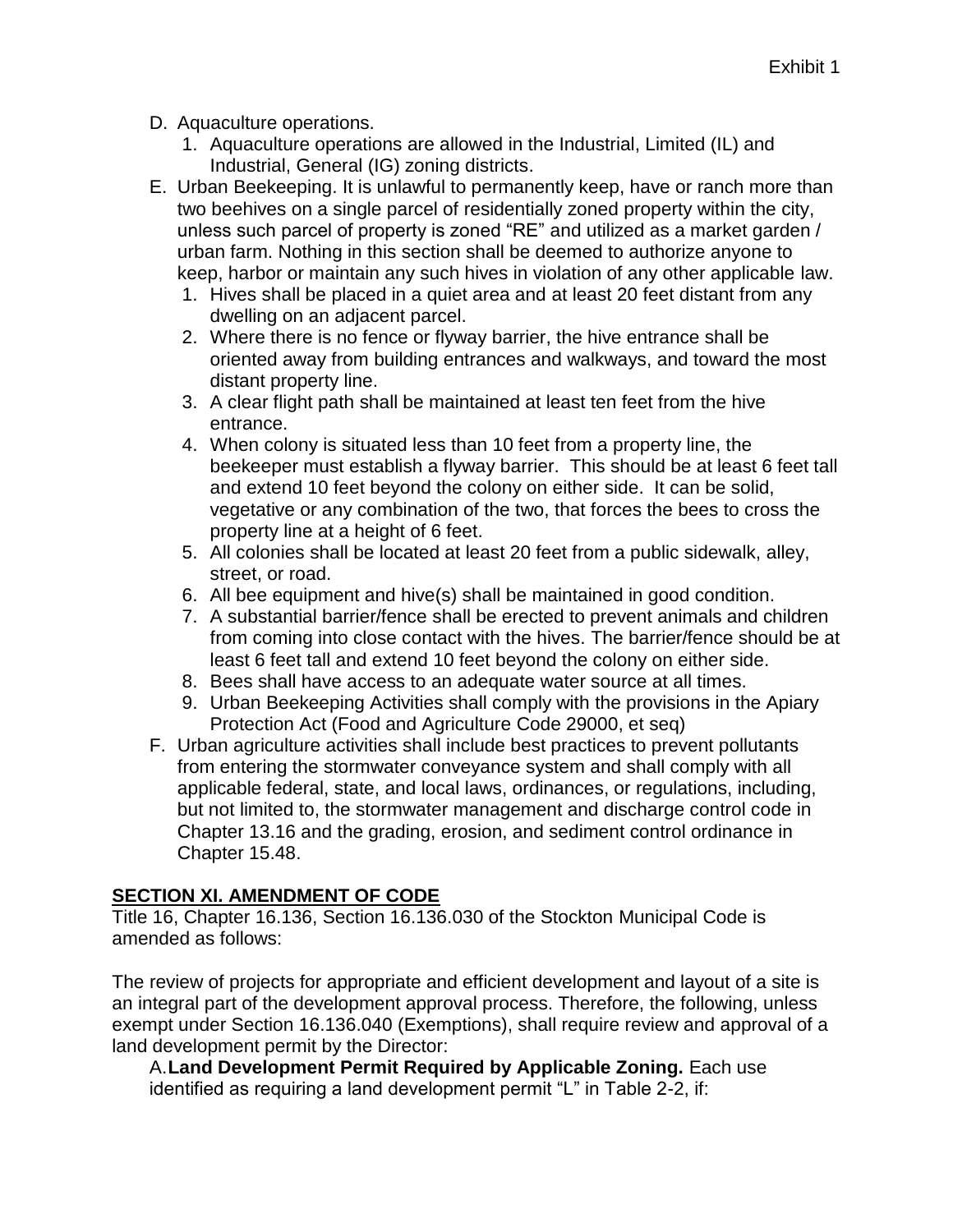D. Aquaculture operations.
   1. Aquaculture operations are allowed in the Industrial, Limited (IL) and Industrial, General (IG) zoning districts.
E. Urban Beekeeping. It is unlawful to permanently keep, have or ranch more than two beehives on a single parcel of residentially zoned property within the city, unless such parcel of property is zoned "RE" and utilized as a market garden / urban farm. Nothing in this section shall be deemed to authorize anyone to keep, harbor or maintain any such hives in violation of any other applicable law.
   1. Hives shall be placed in a quiet area and at least 20 feet distant from any dwelling on an adjacent parcel.
   2. Where there is no fence or flyway barrier, the hive entrance shall be oriented away from building entrances and walkways, and toward the most distant property line.
   3. A clear flight path shall be maintained at least ten feet from the hive entrance.
   4. When colony is situated less than 10 feet from a property line, the beekeeper must establish a flyway barrier. This should be at least 6 feet tall and extend 10 feet beyond the colony on either side. It can be solid, vegetative or any combination of the two, that forces the bees to cross the property line at a height of 6 feet.
   5. All colonies shall be located at least 20 feet from a public sidewalk, alley, street, or road.
   6. All bee equipment and hive(s) shall be maintained in good condition.
   7. A substantial barrier/fence shall be erected to prevent animals and children from coming into close contact with the hives. The barrier/fence should be at least 6 feet tall and extend 10 feet beyond the colony on either side.
   8. Bees shall have access to an adequate water source at all times.
   9. Urban Beekeeping Activities shall comply with the provisions in the Apiary Protection Act (Food and Agriculture Code 29000, et seq)
F. Urban agriculture activities shall include best practices to prevent pollutants from entering the stormwater conveyance system and shall comply with all applicable federal, state, and local laws, ordinances, or regulations, including, but not limited to, the stormwater management and discharge control code in Chapter 13.16 and the grading, erosion, and sediment control ordinance in Chapter 15.48.

## SECTION XI. AMENDMENT OF CODE

Title 16, Chapter 16.136, Section 16.136.030 of the Stockton Municipal Code is amended as follows:

The review of projects for appropriate and efficient development and layout of a site is an integral part of the development approval process. Therefore, the following, unless exempt under Section 16.136.040 (Exemptions), shall require review and approval of a land development permit by the Director:

A. **Land Development Permit Required by Applicable Zoning.** Each use identified as requiring a land development permit "L" in Table 2-2, if: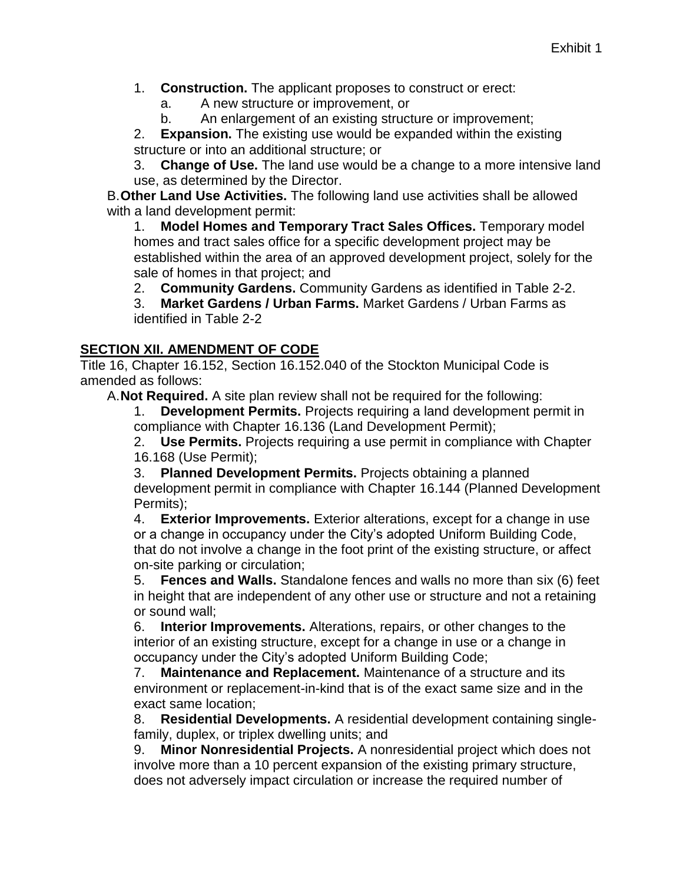Exhibit 1

1. **Construction.** The applicant proposes to construct or erect:
   a. A new structure or improvement, or
   b. An enlargement of an existing structure or improvement;
2. **Expansion.** The existing use would be expanded within the existing structure or into an additional structure; or
3. **Change of Use.** The land use would be a change to a more intensive land use, as determined by the Director.

B. **Other Land Use Activities.** The following land use activities shall be allowed with a land development permit:

1. **Model Homes and Temporary Tract Sales Offices.** Temporary model homes and tract sales office for a specific development project may be established within the area of an approved development project, solely for the sale of homes in that project; and
2. **Community Gardens.** Community Gardens as identified in Table 2-2.
3. **Market Gardens / Urban Farms.** Market Gardens / Urban Farms as identified in Table 2-2

## SECTION XII. AMENDMENT OF CODE

Title 16, Chapter 16.152, Section 16.152.040 of the Stockton Municipal Code is amended as follows:

A. **Not Required.** A site plan review shall not be required for the following:

1. **Development Permits.** Projects requiring a land development permit in compliance with Chapter 16.136 (Land Development Permit);
2. **Use Permits.** Projects requiring a use permit in compliance with Chapter 16.168 (Use Permit);
3. **Planned Development Permits.** Projects obtaining a planned development permit in compliance with Chapter 16.144 (Planned Development Permits);
4. **Exterior Improvements.** Exterior alterations, except for a change in use or a change in occupancy under the City's adopted Uniform Building Code, that do not involve a change in the foot print of the existing structure, or affect on-site parking or circulation;
5. **Fences and Walls.** Standalone fences and walls no more than six (6) feet in height that are independent of any other use or structure and not a retaining or sound wall;
6. **Interior Improvements.** Alterations, repairs, or other changes to the interior of an existing structure, except for a change in use or a change in occupancy under the City's adopted Uniform Building Code;
7. **Maintenance and Replacement.** Maintenance of a structure and its environment or replacement-in-kind that is of the exact same size and in the exact same location;
8. **Residential Developments.** A residential development containing single-family, duplex, or triplex dwelling units; and
9. **Minor Nonresidential Projects.** A nonresidential project which does not involve more than a 10 percent expansion of the existing primary structure, does not adversely impact circulation or increase the required number of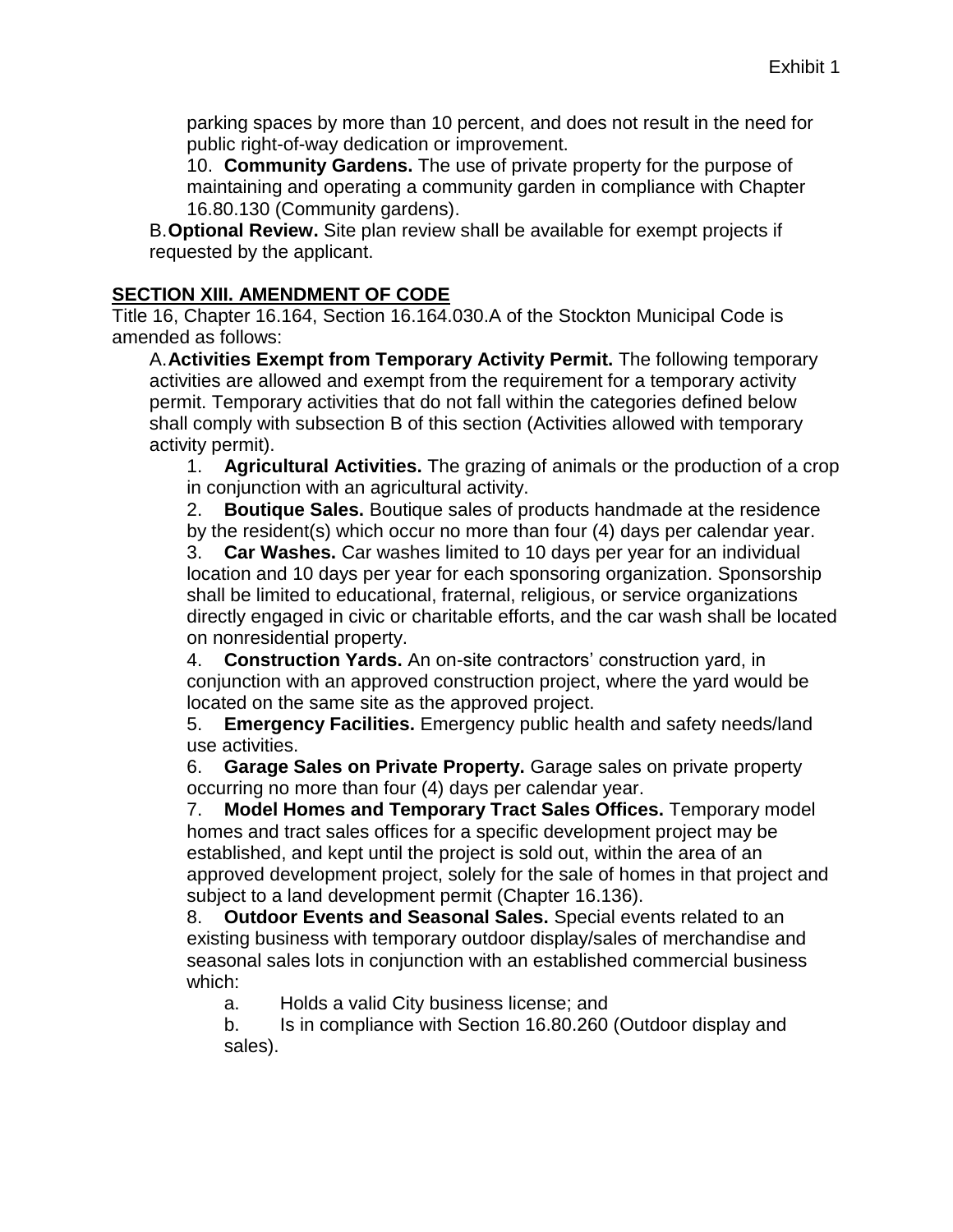parking spaces by more than 10 percent, and does not result in the need for public right-of-way dedication or improvement.

10. **Community Gardens.** The use of private property for the purpose of maintaining and operating a community garden in compliance with Chapter 16.80.130 (Community gardens).

B. **Optional Review.** Site plan review shall be available for exempt projects if requested by the applicant.

## SECTION XIII. AMENDMENT OF CODE

Title 16, Chapter 16.164, Section 16.164.030.A of the Stockton Municipal Code is amended as follows:

A. **Activities Exempt from Temporary Activity Permit.** The following temporary activities are allowed and exempt from the requirement for a temporary activity permit. Temporary activities that do not fall within the categories defined below shall comply with subsection B of this section (Activities allowed with temporary activity permit).

1. **Agricultural Activities.** The grazing of animals or the production of a crop in conjunction with an agricultural activity.
2. **Boutique Sales.** Boutique sales of products handmade at the residence by the resident(s) which occur no more than four (4) days per calendar year.
3. **Car Washes.** Car washes limited to 10 days per year for an individual location and 10 days per year for each sponsoring organization. Sponsorship shall be limited to educational, fraternal, religious, or service organizations directly engaged in civic or charitable efforts, and the car wash shall be located on nonresidential property.
4. **Construction Yards.** An on-site contractors' construction yard, in conjunction with an approved construction project, where the yard would be located on the same site as the approved project.
5. **Emergency Facilities.** Emergency public health and safety needs/land use activities.
6. **Garage Sales on Private Property.** Garage sales on private property occurring no more than four (4) days per calendar year.
7. **Model Homes and Temporary Tract Sales Offices.** Temporary model homes and tract sales offices for a specific development project may be established, and kept until the project is sold out, within the area of an approved development project, solely for the sale of homes in that project and subject to a land development permit (Chapter 16.136).
8. **Outdoor Events and Seasonal Sales.** Special events related to an existing business with temporary outdoor display/sales of merchandise and seasonal sales lots in conjunction with an established commercial business which:
   a. Holds a valid City business license; and
   b. Is in compliance with Section 16.80.260 (Outdoor display and sales).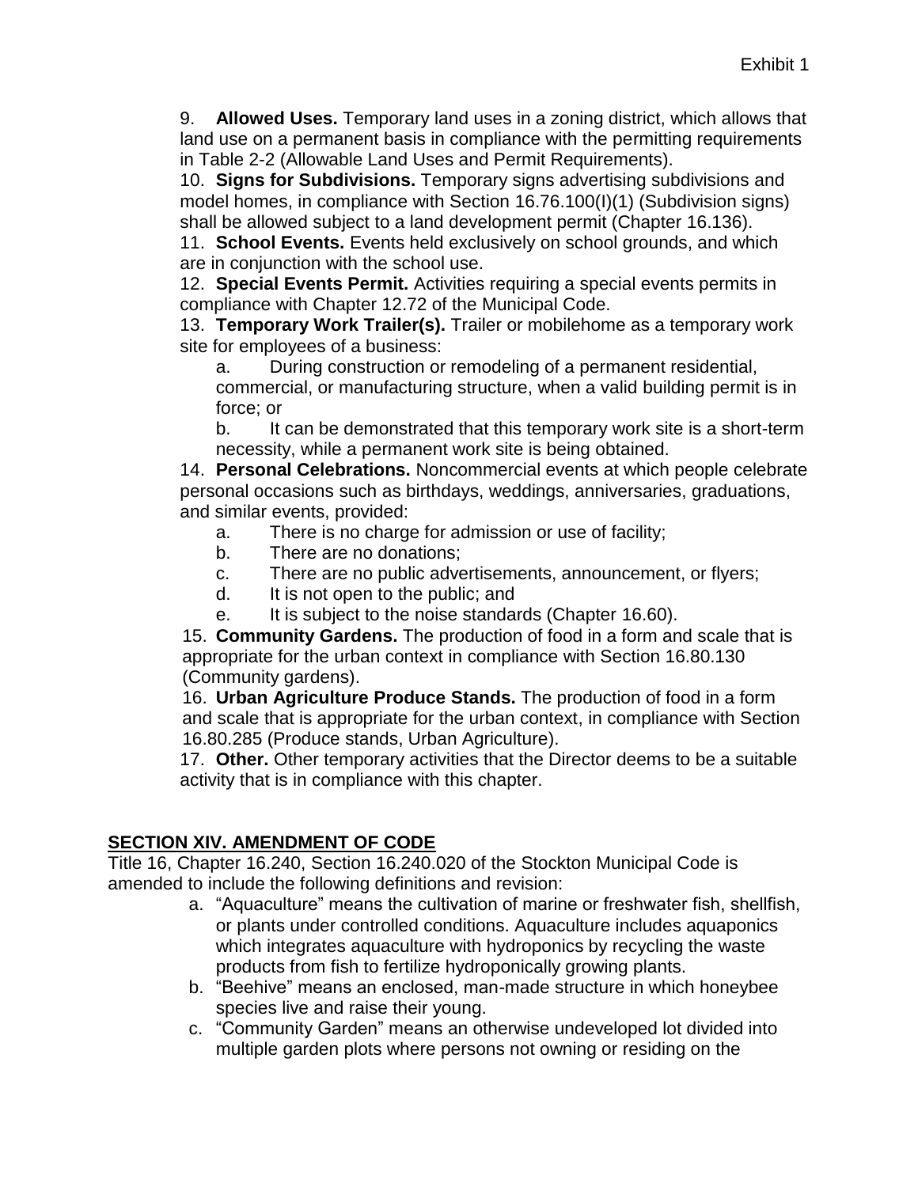9. **Allowed Uses.** Temporary land uses in a zoning district, which allows that land use on a permanent basis in compliance with the permitting requirements in Table 2-2 (Allowable Land Uses and Permit Requirements).

10. **Signs for Subdivisions.** Temporary signs advertising subdivisions and model homes, in compliance with Section 16.76.100(I)(1) (Subdivision signs) shall be allowed subject to a land development permit (Chapter 16.136).

11. **School Events.** Events held exclusively on school grounds, and which are in conjunction with the school use.

12. **Special Events Permit.** Activities requiring a special events permits in compliance with Chapter 12.72 of the Municipal Code.

13. **Temporary Work Trailer(s).** Trailer or mobilehome as a temporary work site for employees of a business:

   a. During construction or remodeling of a permanent residential, commercial, or manufacturing structure, when a valid building permit is in force; or

   b. It can be demonstrated that this temporary work site is a short-term necessity, while a permanent work site is being obtained.

14. **Personal Celebrations.** Noncommercial events at which people celebrate personal occasions such as birthdays, weddings, anniversaries, graduations, and similar events, provided:

   a. There is no charge for admission or use of facility;
   b. There are no donations;
   c. There are no public advertisements, announcement, or flyers;
   d. It is not open to the public; and
   e. It is subject to the noise standards (Chapter 16.60).

15. **Community Gardens.** The production of food in a form and scale that is appropriate for the urban context in compliance with Section 16.80.130 (Community gardens).

16. **Urban Agriculture Produce Stands.** The production of food in a form and scale that is appropriate for the urban context, in compliance with Section 16.80.285 (Produce stands, Urban Agriculture).

17. **Other.** Other temporary activities that the Director deems to be a suitable activity that is in compliance with this chapter.

## SECTION XIV. AMENDMENT OF CODE

Title 16, Chapter 16.240, Section 16.240.020 of the Stockton Municipal Code is amended to include the following definitions and revision:

a. "Aquaculture" means the cultivation of marine or freshwater fish, shellfish, or plants under controlled conditions. Aquaculture includes aquaponics which integrates aquaculture with hydroponics by recycling the waste products from fish to fertilize hydroponically growing plants.

b. "Beehive" means an enclosed, man-made structure in which honeybee species live and raise their young.

c. "Community Garden" means an otherwise undeveloped lot divided into multiple garden plots where persons not owning or residing on the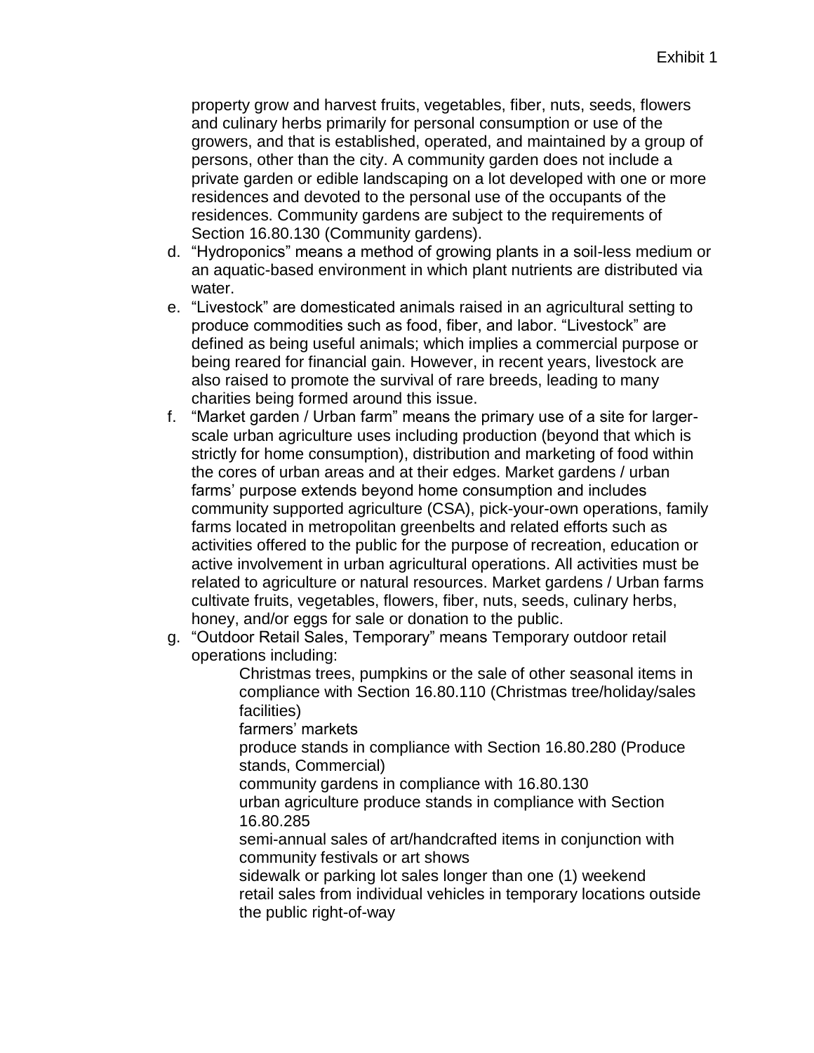property grow and harvest fruits, vegetables, fiber, nuts, seeds, flowers and culinary herbs primarily for personal consumption or use of the growers, and that is established, operated, and maintained by a group of persons, other than the city. A community garden does not include a private garden or edible landscaping on a lot developed with one or more residences and devoted to the personal use of the occupants of the residences. Community gardens are subject to the requirements of Section 16.80.130 (Community gardens).

d. “Hydroponics” means a method of growing plants in a soil-less medium or an aquatic-based environment in which plant nutrients are distributed via water.

e. “Livestock” are domesticated animals raised in an agricultural setting to produce commodities such as food, fiber, and labor. “Livestock” are defined as being useful animals; which implies a commercial purpose or being reared for financial gain. However, in recent years, livestock are also raised to promote the survival of rare breeds, leading to many charities being formed around this issue.

f. “Market garden / Urban farm” means the primary use of a site for larger-scale urban agriculture uses including production (beyond that which is strictly for home consumption), distribution and marketing of food within the cores of urban areas and at their edges. Market gardens / urban farms’ purpose extends beyond home consumption and includes community supported agriculture (CSA), pick-your-own operations, family farms located in metropolitan greenbelts and related efforts such as activities offered to the public for the purpose of recreation, education or active involvement in urban agricultural operations. All activities must be related to agriculture or natural resources. Market gardens / Urban farms cultivate fruits, vegetables, flowers, fiber, nuts, seeds, culinary herbs, honey, and/or eggs for sale or donation to the public.

g. “Outdoor Retail Sales, Temporary” means Temporary outdoor retail operations including:

  Christmas trees, pumpkins or the sale of other seasonal items in compliance with Section 16.80.110 (Christmas tree/holiday/sales facilities)
  farmers’ markets
  produce stands in compliance with Section 16.80.280 (Produce stands, Commercial)
  community gardens in compliance with 16.80.130
  urban agriculture produce stands in compliance with Section 16.80.285
  semi-annual sales of art/handcrafted items in conjunction with community festivals or art shows
  sidewalk or parking lot sales longer than one (1) weekend
  retail sales from individual vehicles in temporary locations outside the public right-of-way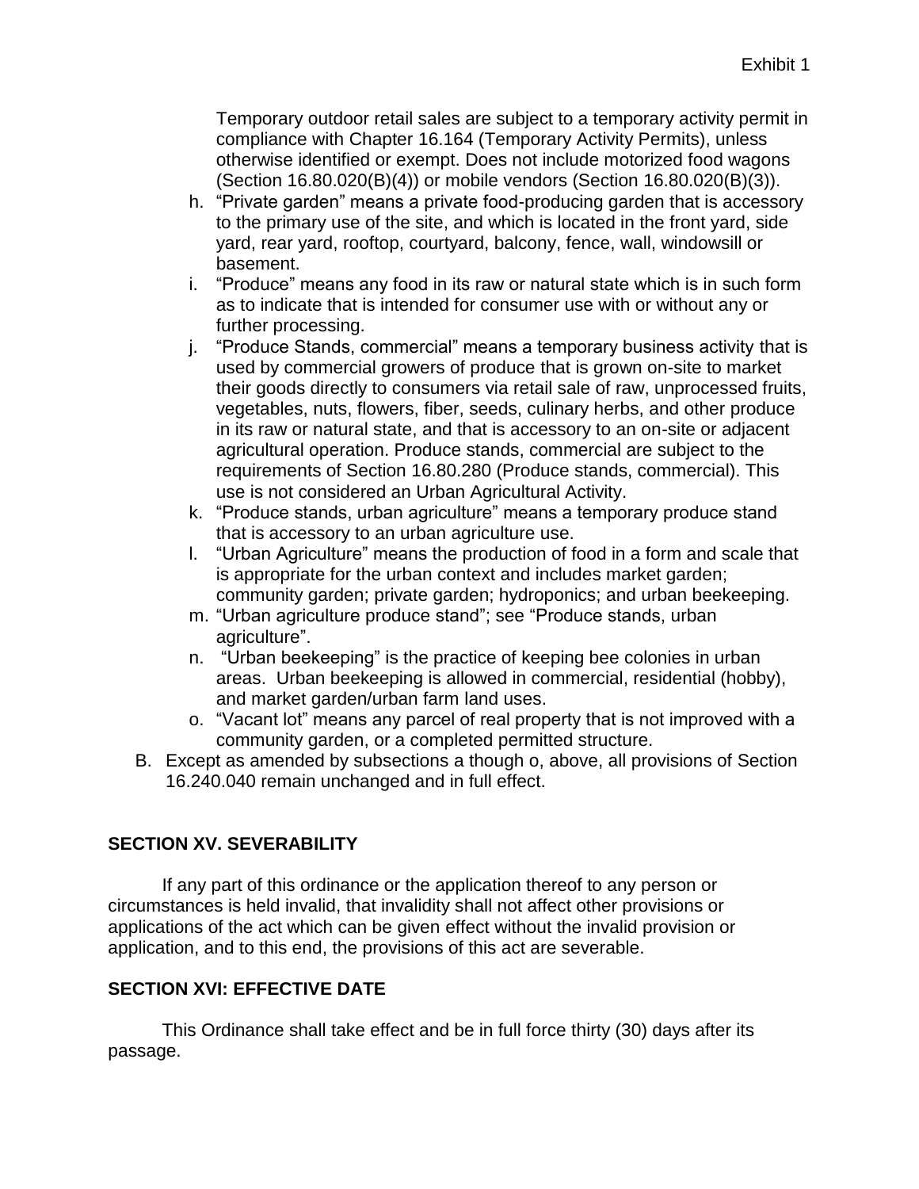Temporary outdoor retail sales are subject to a temporary activity permit in compliance with Chapter 16.164 (Temporary Activity Permits), unless otherwise identified or exempt. Does not include motorized food wagons (Section 16.80.020(B)(4)) or mobile vendors (Section 16.80.020(B)(3)).

h. "Private garden" means a private food-producing garden that is accessory to the primary use of the site, and which is located in the front yard, side yard, rear yard, rooftop, courtyard, balcony, fence, wall, windowsill or basement.
i. "Produce" means any food in its raw or natural state which is in such form as to indicate that is intended for consumer use with or without any or further processing.
j. "Produce Stands, commercial" means a temporary business activity that is used by commercial growers of produce that is grown on-site to market their goods directly to consumers via retail sale of raw, unprocessed fruits, vegetables, nuts, flowers, fiber, seeds, culinary herbs, and other produce in its raw or natural state, and that is accessory to an on-site or adjacent agricultural operation. Produce stands, commercial are subject to the requirements of Section 16.80.280 (Produce stands, commercial). This use is not considered an Urban Agricultural Activity.
k. "Produce stands, urban agriculture" means a temporary produce stand that is accessory to an urban agriculture use.
l. "Urban Agriculture" means the production of food in a form and scale that is appropriate for the urban context and includes market garden; community garden; private garden; hydroponics; and urban beekeeping.
m. "Urban agriculture produce stand"; see "Produce stands, urban agriculture".
n. "Urban beekeeping" is the practice of keeping bee colonies in urban areas. Urban beekeeping is allowed in commercial, residential (hobby), and market garden/urban farm land uses.
o. "Vacant lot" means any parcel of real property that is not improved with a community garden, or a completed permitted structure.

B. Except as amended by subsections a though o, above, all provisions of Section 16.240.040 remain unchanged and in full effect.

## SECTION XV. SEVERABILITY

If any part of this ordinance or the application thereof to any person or circumstances is held invalid, that invalidity shall not affect other provisions or applications of the act which can be given effect without the invalid provision or application, and to this end, the provisions of this act are severable.

## SECTION XVI: EFFECTIVE DATE

This Ordinance shall take effect and be in full force thirty (30) days after its passage.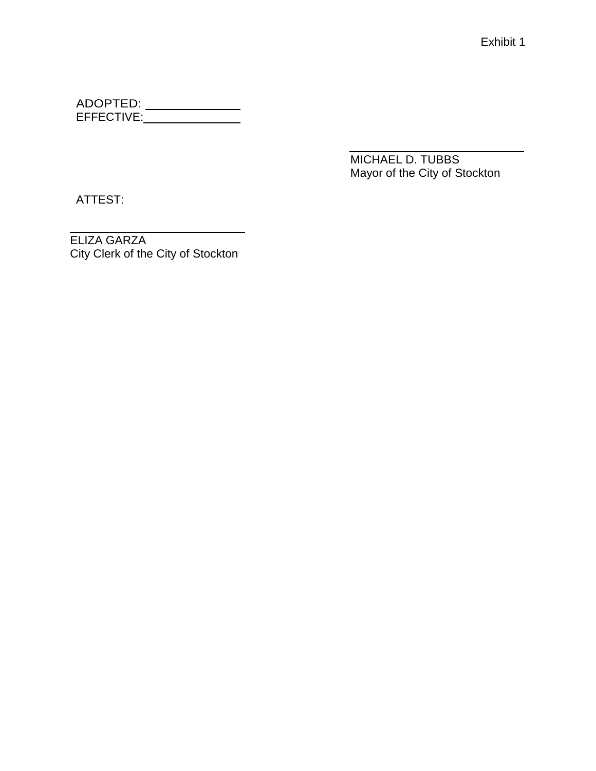Exhibit 1

ADOPTED: ______________
EFFECTIVE: ______________

\_\_\_\_\_\_\_\_\_\_\_\_\_\_\_\_\_\_\_\_\_\_\_\_\_\_
MICHAEL D. TUBBS
Mayor of the City of Stockton

ATTEST:

\_\_\_\_\_\_\_\_\_\_\_\_\_\_\_\_\_\_\_\_\_\_\_\_\_\_
ELIZA GARZA
City Clerk of the City of Stockton